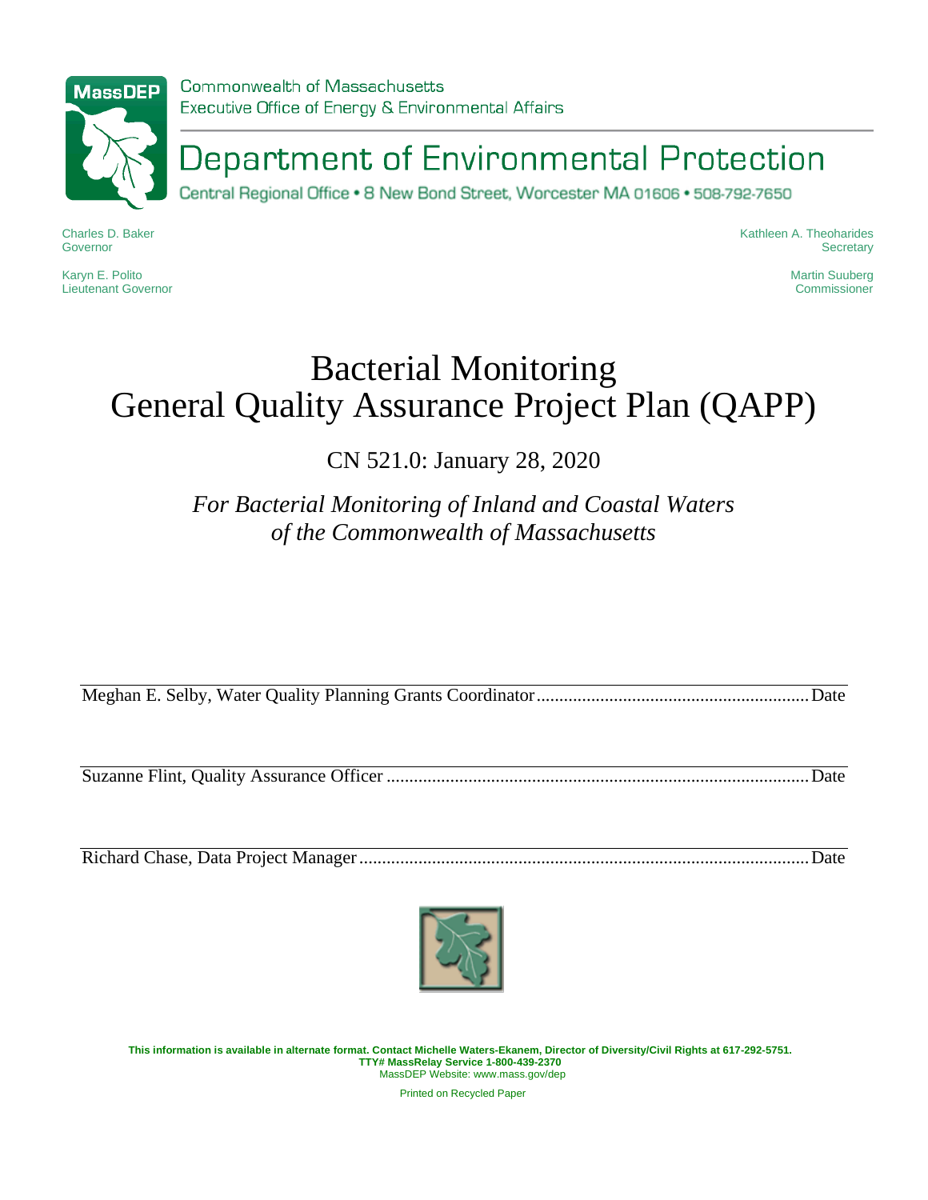Commonwealth of Massachusetts
Executive Office of Energy & Environmental Affairs

# Department of Environmental Protection

Central Regional Office • 8 New Bond Street, Worcester MA 01606 • 508-792-7650

Charles D. Baker
Governor

Karyn E. Polito
Lieutenant Governor

Kathleen A. Theoharides
Secretary

Martin Suuberg
Commissioner

# Bacterial Monitoring
# General Quality Assurance Project Plan (QAPP)

CN 521.0: January 28, 2020

*For Bacterial Monitoring of Inland and Coastal Waters of the Commonwealth of Massachusetts*

Meghan E. Selby, Water Quality Planning Grants Coordinator ............................................................ Date

Suzanne Flint, Quality Assurance Officer ............................................................................................ Date

Richard Chase, Data Project Manager ................................................................................................... Date

**This information is available in alternate format. Contact Michelle Waters-Ekanem, Director of Diversity/Civil Rights at 617-292-5751.**
**TTY# MassRelay Service 1-800-439-2370**
MassDEP Website: www.mass.gov/dep

Printed on Recycled Paper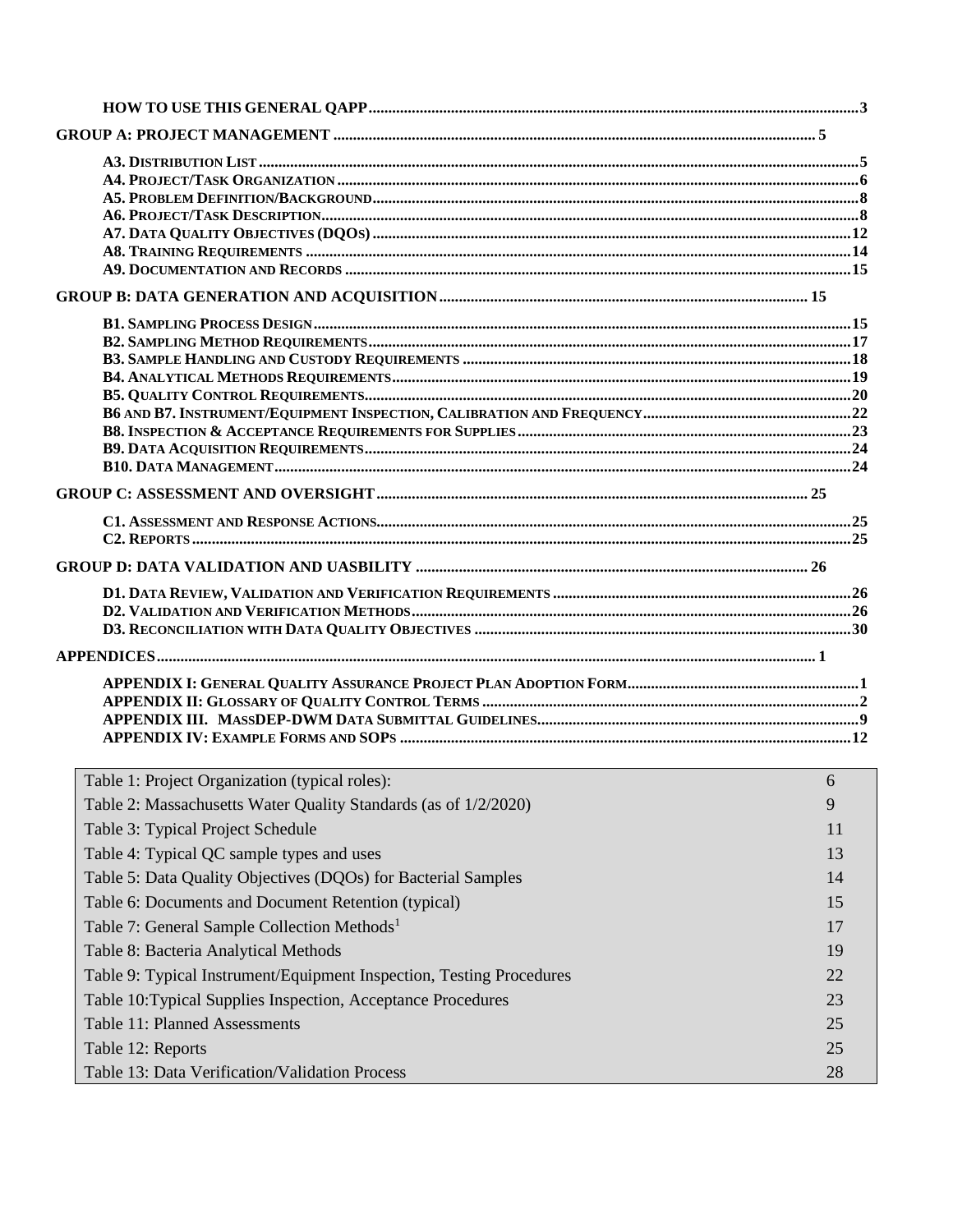**HOW TO USE THIS GENERAL QAPP** ....................................................................................................................3

**GROUP A: PROJECT MANAGEMENT** ........................................................................................................ 5

- **A3. DISTRIBUTION LIST** ..................................................................................................................................5
- **A4. PROJECT/TASK ORGANIZATION** ....................................................................................................................6
- **A5. PROBLEM DEFINITION/BACKGROUND** .............................................................................................................8
- **A6. PROJECT/TASK DESCRIPTION** .........................................................................................................................8
- **A7. DATA QUALITY OBJECTIVES (DQOS)** ...............................................................................................................12
- **A8. TRAINING REQUIREMENTS** ............................................................................................................................14
- **A9. DOCUMENTATION AND RECORDS** ...................................................................................................................15

**GROUP B: DATA GENERATION AND ACQUISITION** ............................................................................................. 15

- **B1. SAMPLING PROCESS DESIGN** ...........................................................................................................................15
- **B2. SAMPLING METHOD REQUIREMENTS** ................................................................................................................17
- **B3. SAMPLE HANDLING AND CUSTODY REQUIREMENTS** ...........................................................................................18
- **B4. ANALYTICAL METHODS REQUIREMENTS** ............................................................................................................19
- **B5. QUALITY CONTROL REQUIREMENTS** ..................................................................................................................20
- **B6 AND B7. INSTRUMENT/EQUIPMENT INSPECTION, CALIBRATION AND FREQUENCY** ......................................................22
- **B8. INSPECTION & ACCEPTANCE REQUIREMENTS FOR SUPPLIES** ..................................................................................23
- **B9. DATA ACQUISITION REQUIREMENTS** ...................................................................................................................24
- **B10. DATA MANAGEMENT** ........................................................................................................................................24

**GROUP C: ASSESSMENT AND OVERSIGHT** ................................................................................................ 25

- **C1. ASSESSMENT AND RESPONSE ACTIONS** ...............................................................................................................25
- **C2. REPORTS** ............................................................................................................................................................25

**GROUP D: DATA VALIDATION AND UASBILITY** ...................................................................................... 26

- **D1. DATA REVIEW, VALIDATION AND VERIFICATION REQUIREMENTS** .............................................................................26
- **D2. VALIDATION AND VERIFICATION METHODS** .........................................................................................................26
- **D3. RECONCILIATION WITH DATA QUALITY OBJECTIVES** ...............................................................................................30

**APPENDICES** .................................................................................................................................................. 1

- **APPENDIX I: GENERAL QUALITY ASSURANCE PROJECT PLAN ADOPTION FORM** ..................................................................1
- **APPENDIX II: GLOSSARY OF QUALITY CONTROL TERMS** ...................................................................................................2
- **APPENDIX III. MASSDEP-DWM DATA SUBMITTAL GUIDELINES** .........................................................................................9
- **APPENDIX IV: EXAMPLE FORMS AND SOPS** ...................................................................................................................12

| | |
|---|---|
| Table 1: Project Organization (typical roles): | 6 |
| Table 2: Massachusetts Water Quality Standards (as of 1/2/2020) | 9 |
| Table 3: Typical Project Schedule | 11 |
| Table 4: Typical QC sample types and uses | 13 |
| Table 5: Data Quality Objectives (DQOs) for Bacterial Samples | 14 |
| Table 6: Documents and Document Retention (typical) | 15 |
| Table 7: General Sample Collection Methods[1] | 17 |
| Table 8: Bacteria Analytical Methods | 19 |
| Table 9: Typical Instrument/Equipment Inspection, Testing Procedures | 22 |
| Table 10:Typical Supplies Inspection, Acceptance Procedures | 23 |
| Table 11: Planned Assessments | 25 |
| Table 12: Reports | 25 |
| Table 13: Data Verification/Validation Process | 28 |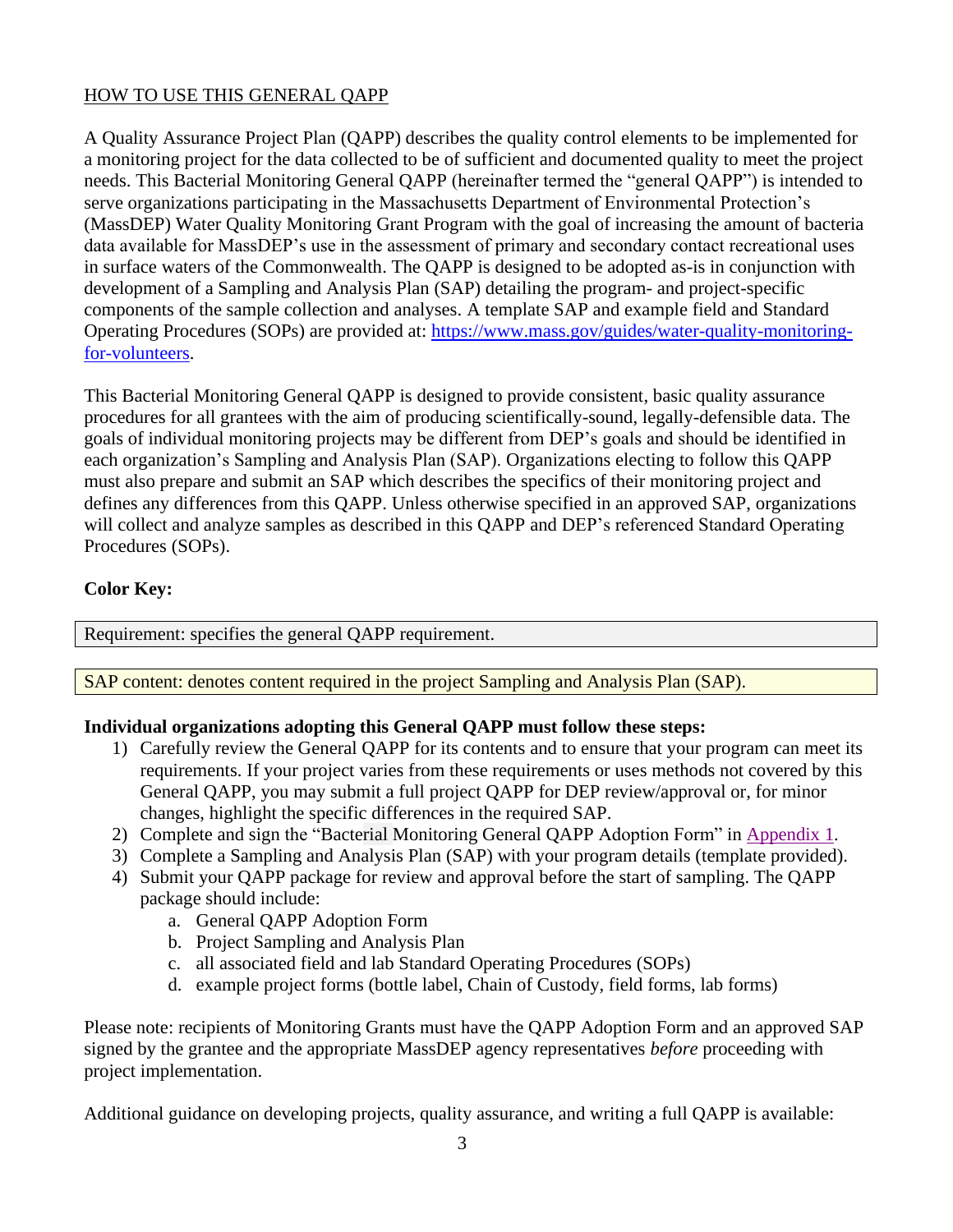HOW TO USE THIS GENERAL QAPP

A Quality Assurance Project Plan (QAPP) describes the quality control elements to be implemented for a monitoring project for the data collected to be of sufficient and documented quality to meet the project needs. This Bacterial Monitoring General QAPP (hereinafter termed the "general QAPP") is intended to serve organizations participating in the Massachusetts Department of Environmental Protection's (MassDEP) Water Quality Monitoring Grant Program with the goal of increasing the amount of bacteria data available for MassDEP's use in the assessment of primary and secondary contact recreational uses in surface waters of the Commonwealth. The QAPP is designed to be adopted as-is in conjunction with development of a Sampling and Analysis Plan (SAP) detailing the program- and project-specific components of the sample collection and analyses. A template SAP and example field and Standard Operating Procedures (SOPs) are provided at: [https://www.mass.gov/guides/water-quality-monitoring-for-volunteers](https://www.mass.gov/guides/water-quality-monitoring-for-volunteers).

This Bacterial Monitoring General QAPP is designed to provide consistent, basic quality assurance procedures for all grantees with the aim of producing scientifically-sound, legally-defensible data. The goals of individual monitoring projects may be different from DEP's goals and should be identified in each organization's Sampling and Analysis Plan (SAP). Organizations electing to follow this QAPP must also prepare and submit an SAP which describes the specifics of their monitoring project and defines any differences from this QAPP. Unless otherwise specified in an approved SAP, organizations will collect and analyze samples as described in this QAPP and DEP's referenced Standard Operating Procedures (SOPs).

**Color Key:**

Requirement: specifies the general QAPP requirement.

SAP content: denotes content required in the project Sampling and Analysis Plan (SAP).

**Individual organizations adopting this General QAPP must follow these steps:**

1) Carefully review the General QAPP for its contents and to ensure that your program can meet its requirements. If your project varies from these requirements or uses methods not covered by this General QAPP, you may submit a full project QAPP for DEP review/approval or, for minor changes, highlight the specific differences in the required SAP.
2) Complete and sign the "Bacterial Monitoring General QAPP Adoption Form" in Appendix 1.
3) Complete a Sampling and Analysis Plan (SAP) with your program details (template provided).
4) Submit your QAPP package for review and approval before the start of sampling. The QAPP package should include:
   a. General QAPP Adoption Form
   b. Project Sampling and Analysis Plan
   c. all associated field and lab Standard Operating Procedures (SOPs)
   d. example project forms (bottle label, Chain of Custody, field forms, lab forms)

Please note: recipients of Monitoring Grants must have the QAPP Adoption Form and an approved SAP signed by the grantee and the appropriate MassDEP agency representatives *before* proceeding with project implementation.

Additional guidance on developing projects, quality assurance, and writing a full QAPP is available: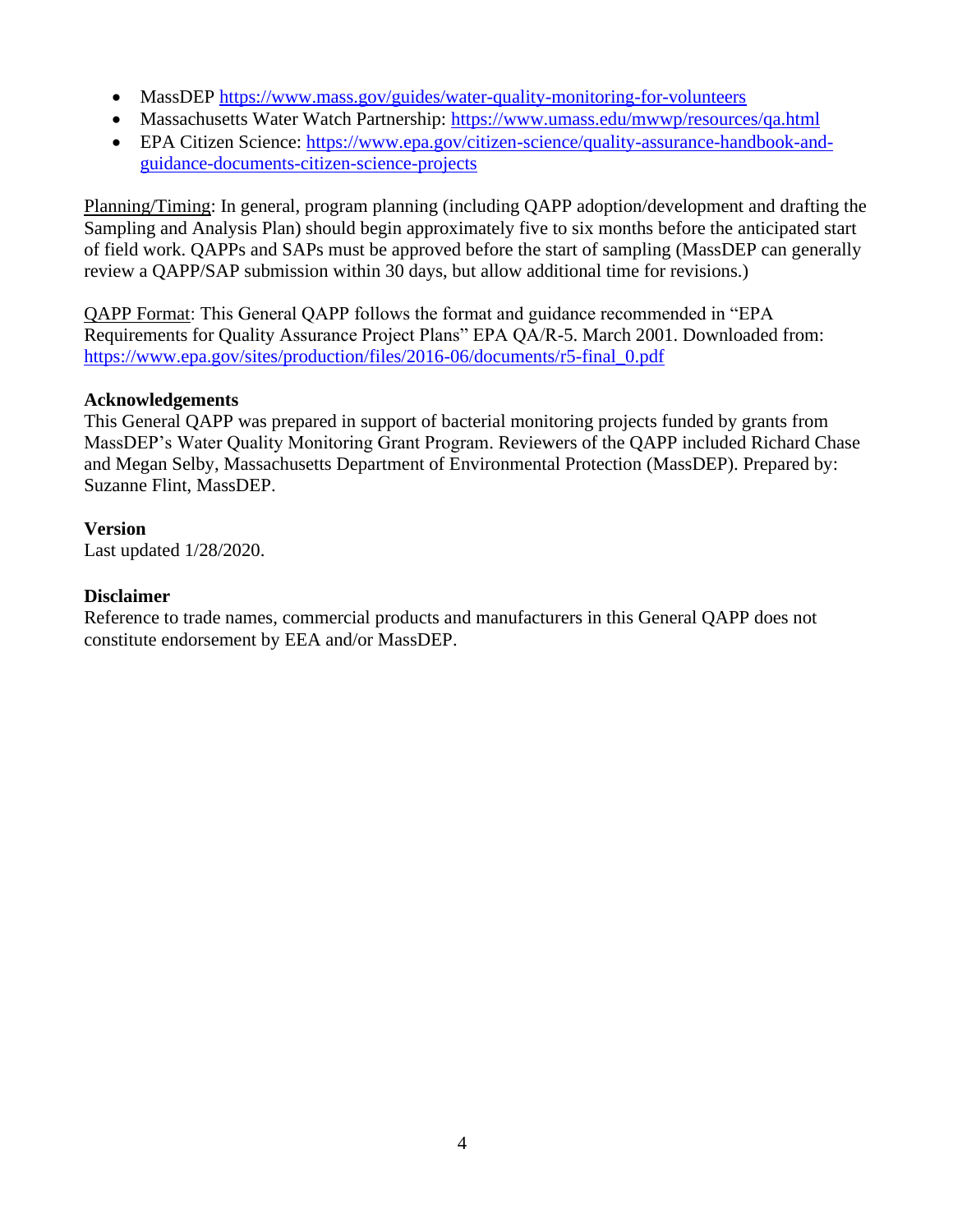- MassDEP https://www.mass.gov/guides/water-quality-monitoring-for-volunteers
- Massachusetts Water Watch Partnership: https://www.umass.edu/mwwp/resources/qa.html
- EPA Citizen Science: https://www.epa.gov/citizen-science/quality-assurance-handbook-and-guidance-documents-citizen-science-projects

Planning/Timing: In general, program planning (including QAPP adoption/development and drafting the Sampling and Analysis Plan) should begin approximately five to six months before the anticipated start of field work. QAPPs and SAPs must be approved before the start of sampling (MassDEP can generally review a QAPP/SAP submission within 30 days, but allow additional time for revisions.)

QAPP Format: This General QAPP follows the format and guidance recommended in "EPA Requirements for Quality Assurance Project Plans" EPA QA/R-5. March 2001. Downloaded from: https://www.epa.gov/sites/production/files/2016-06/documents/r5-final_0.pdf

**Acknowledgements**

This General QAPP was prepared in support of bacterial monitoring projects funded by grants from MassDEP's Water Quality Monitoring Grant Program. Reviewers of the QAPP included Richard Chase and Megan Selby, Massachusetts Department of Environmental Protection (MassDEP). Prepared by: Suzanne Flint, MassDEP.

**Version**

Last updated 1/28/2020.

**Disclaimer**

Reference to trade names, commercial products and manufacturers in this General QAPP does not constitute endorsement by EEA and/or MassDEP.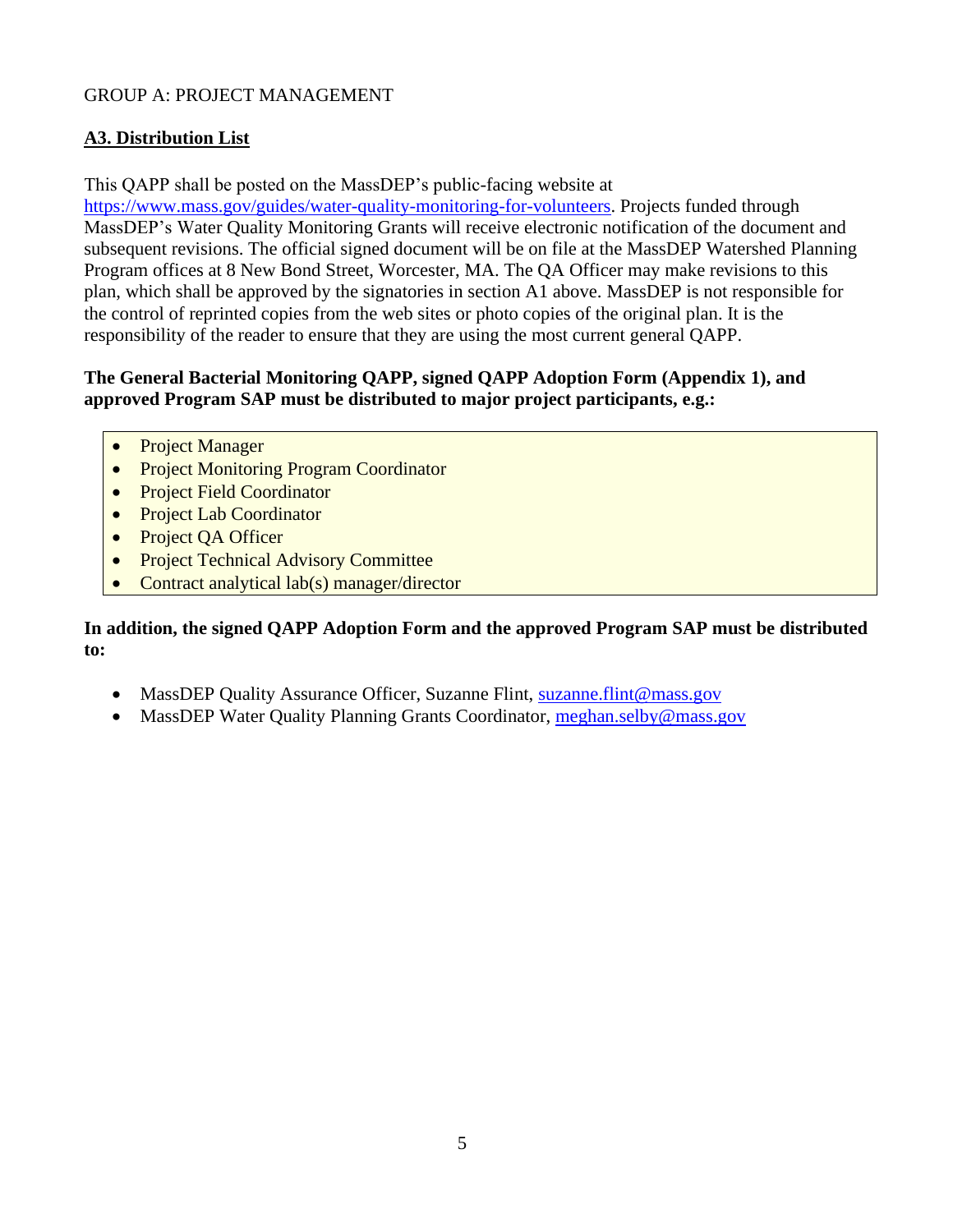GROUP A: PROJECT MANAGEMENT

## A3. Distribution List

This QAPP shall be posted on the MassDEP's public-facing website at https://www.mass.gov/guides/water-quality-monitoring-for-volunteers. Projects funded through MassDEP's Water Quality Monitoring Grants will receive electronic notification of the document and subsequent revisions. The official signed document will be on file at the MassDEP Watershed Planning Program offices at 8 New Bond Street, Worcester, MA. The QA Officer may make revisions to this plan, which shall be approved by the signatories in section A1 above. MassDEP is not responsible for the control of reprinted copies from the web sites or photo copies of the original plan. It is the responsibility of the reader to ensure that they are using the most current general QAPP.

**The General Bacterial Monitoring QAPP, signed QAPP Adoption Form (Appendix 1), and approved Program SAP must be distributed to major project participants, e.g.:**

- Project Manager
- Project Monitoring Program Coordinator
- Project Field Coordinator
- Project Lab Coordinator
- Project QA Officer
- Project Technical Advisory Committee
- Contract analytical lab(s) manager/director

**In addition, the signed QAPP Adoption Form and the approved Program SAP must be distributed to:**

- MassDEP Quality Assurance Officer, Suzanne Flint, suzanne.flint@mass.gov
- MassDEP Water Quality Planning Grants Coordinator, meghan.selby@mass.gov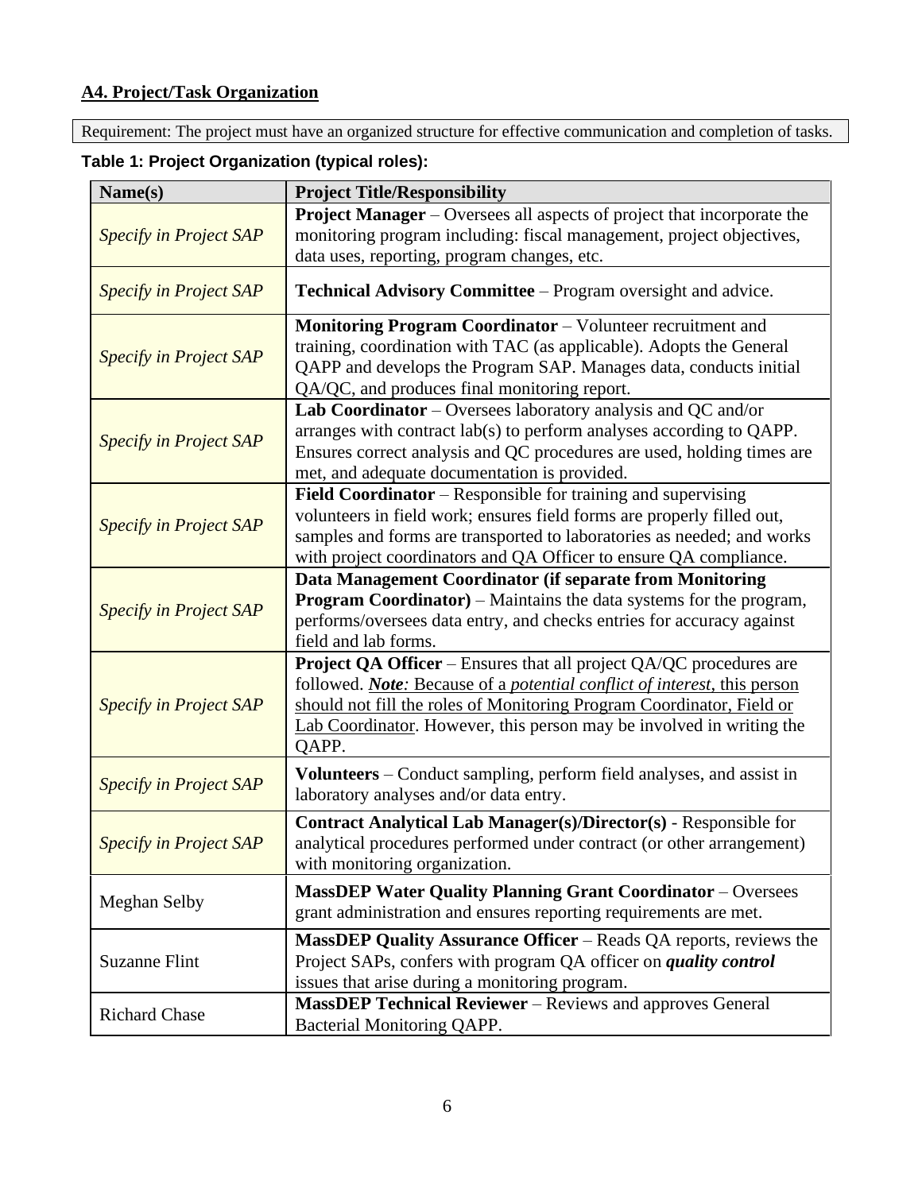**A4. Project/Task Organization**

Requirement: The project must have an organized structure for effective communication and completion of tasks.

**Table 1: Project Organization (typical roles):**

| Name(s) | Project Title/Responsibility |
|---|---|
| *Specify in Project SAP* | **Project Manager** – Oversees all aspects of project that incorporate the monitoring program including: fiscal management, project objectives, data uses, reporting, program changes, etc. |
| *Specify in Project SAP* | **Technical Advisory Committee** – Program oversight and advice. |
| *Specify in Project SAP* | **Monitoring Program Coordinator** – Volunteer recruitment and training, coordination with TAC (as applicable). Adopts the General QAPP and develops the Program SAP. Manages data, conducts initial QA/QC, and produces final monitoring report. |
| *Specify in Project SAP* | **Lab Coordinator** – Oversees laboratory analysis and QC and/or arranges with contract lab(s) to perform analyses according to QAPP. Ensures correct analysis and QC procedures are used, holding times are met, and adequate documentation is provided. |
| *Specify in Project SAP* | **Field Coordinator** – Responsible for training and supervising volunteers in field work; ensures field forms are properly filled out, samples and forms are transported to laboratories as needed; and works with project coordinators and QA Officer to ensure QA compliance. |
| *Specify in Project SAP* | **Data Management Coordinator (if separate from Monitoring Program Coordinator)** – Maintains the data systems for the program, performs/oversees data entry, and checks entries for accuracy against field and lab forms. |
| *Specify in Project SAP* | **Project QA Officer** – Ensures that all project QA/QC procedures are followed. ***Note**: Because of a potential conflict of interest*, this person should not fill the roles of Monitoring Program Coordinator, Field or Lab Coordinator. However, this person may be involved in writing the QAPP. |
| *Specify in Project SAP* | **Volunteers** – Conduct sampling, perform field analyses, and assist in laboratory analyses and/or data entry. |
| *Specify in Project SAP* | **Contract Analytical Lab Manager(s)/Director(s)** - Responsible for analytical procedures performed under contract (or other arrangement) with monitoring organization. |
| Meghan Selby | **MassDEP Water Quality Planning Grant Coordinator** – Oversees grant administration and ensures reporting requirements are met. |
| Suzanne Flint | **MassDEP Quality Assurance Officer** – Reads QA reports, reviews the Project SAPs, confers with program QA officer on ***quality control*** issues that arise during a monitoring program. |
| Richard Chase | **MassDEP Technical Reviewer** – Reviews and approves General Bacterial Monitoring QAPP. |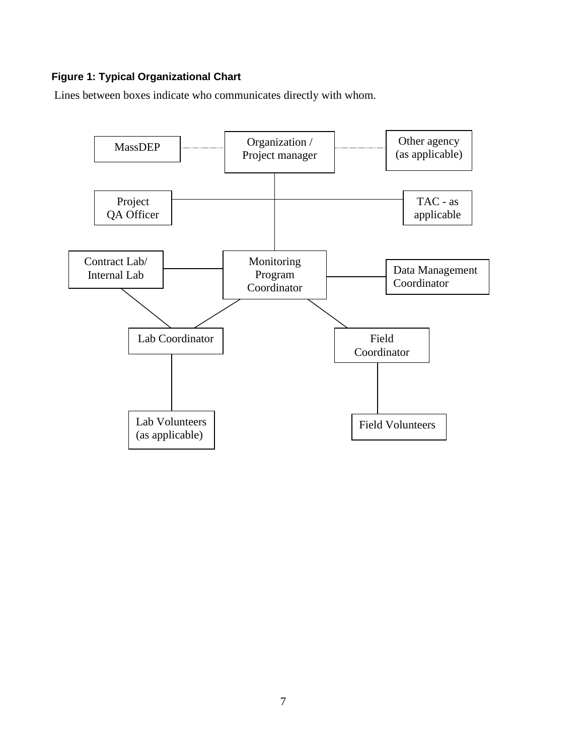**Figure 1: Typical Organizational Chart**

Lines between boxes indicate who communicates directly with whom.

MassDEP

Organization / Project manager

Other agency (as applicable)

Project QA Officer

TAC - as applicable

Contract Lab/ Internal Lab

Monitoring Program Coordinator

Data Management Coordinator

Lab Coordinator

Field Coordinator

Lab Volunteers (as applicable)

Field Volunteers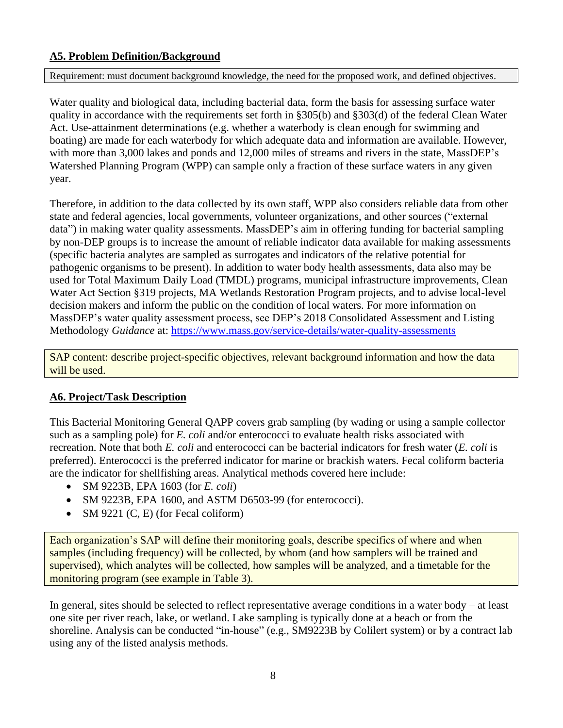**A5. Problem Definition/Background**

Requirement: must document background knowledge, the need for the proposed work, and defined objectives.

Water quality and biological data, including bacterial data, form the basis for assessing surface water quality in accordance with the requirements set forth in §305(b) and §303(d) of the federal Clean Water Act. Use-attainment determinations (e.g. whether a waterbody is clean enough for swimming and boating) are made for each waterbody for which adequate data and information are available. However, with more than 3,000 lakes and ponds and 12,000 miles of streams and rivers in the state, MassDEP's Watershed Planning Program (WPP) can sample only a fraction of these surface waters in any given year.

Therefore, in addition to the data collected by its own staff, WPP also considers reliable data from other state and federal agencies, local governments, volunteer organizations, and other sources ("external data") in making water quality assessments. MassDEP's aim in offering funding for bacterial sampling by non-DEP groups is to increase the amount of reliable indicator data available for making assessments (specific bacteria analytes are sampled as surrogates and indicators of the relative potential for pathogenic organisms to be present). In addition to water body health assessments, data also may be used for Total Maximum Daily Load (TMDL) programs, municipal infrastructure improvements, Clean Water Act Section §319 projects, MA Wetlands Restoration Program projects, and to advise local-level decision makers and inform the public on the condition of local waters. For more information on MassDEP's water quality assessment process, see DEP's 2018 Consolidated Assessment and Listing Methodology *Guidance* at: https://www.mass.gov/service-details/water-quality-assessments

SAP content: describe project-specific objectives, relevant background information and how the data will be used.

**A6. Project/Task Description**

This Bacterial Monitoring General QAPP covers grab sampling (by wading or using a sample collector such as a sampling pole) for *E. coli* and/or enterococci to evaluate health risks associated with recreation. Note that both *E. coli* and enterococci can be bacterial indicators for fresh water (*E. coli* is preferred). Enterococci is the preferred indicator for marine or brackish waters. Fecal coliform bacteria are the indicator for shellfishing areas. Analytical methods covered here include:

- SM 9223B, EPA 1603 (for *E. coli*)
- SM 9223B, EPA 1600, and ASTM D6503-99 (for enterococci).
- SM 9221 (C, E) (for Fecal coliform)

Each organization's SAP will define their monitoring goals, describe specifics of where and when samples (including frequency) will be collected, by whom (and how samplers will be trained and supervised), which analytes will be collected, how samples will be analyzed, and a timetable for the monitoring program (see example in Table 3).

In general, sites should be selected to reflect representative average conditions in a water body – at least one site per river reach, lake, or wetland. Lake sampling is typically done at a beach or from the shoreline. Analysis can be conducted "in-house" (e.g., SM9223B by Colilert system) or by a contract lab using any of the listed analysis methods.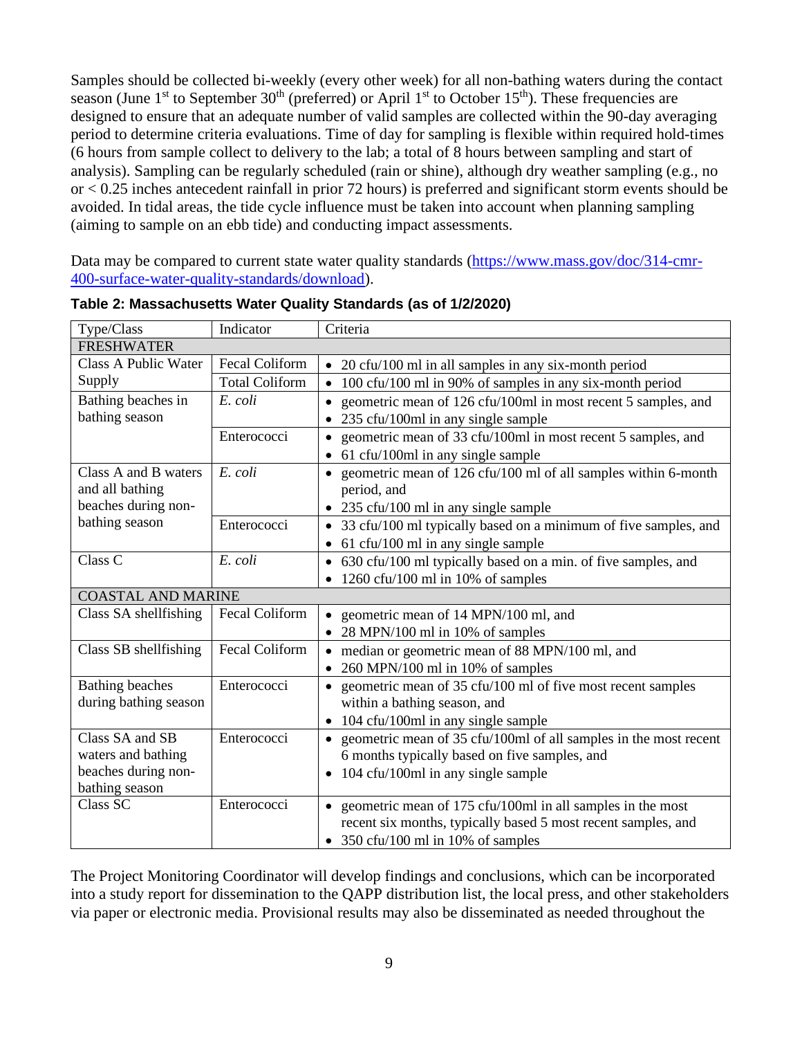Samples should be collected bi-weekly (every other week) for all non-bathing waters during the contact season (June 1st to September 30th (preferred) or April 1st to October 15th). These frequencies are designed to ensure that an adequate number of valid samples are collected within the 90-day averaging period to determine criteria evaluations. Time of day for sampling is flexible within required hold-times (6 hours from sample collect to delivery to the lab; a total of 8 hours between sampling and start of analysis). Sampling can be regularly scheduled (rain or shine), although dry weather sampling (e.g., no or < 0.25 inches antecedent rainfall in prior 72 hours) is preferred and significant storm events should be avoided. In tidal areas, the tide cycle influence must be taken into account when planning sampling (aiming to sample on an ebb tide) and conducting impact assessments.

Data may be compared to current state water quality standards (https://www.mass.gov/doc/314-cmr-400-surface-water-quality-standards/download).

**Table 2: Massachusetts Water Quality Standards (as of 1/2/2020)**

| Type/Class | Indicator | Criteria |
| --- | --- | --- |
| FRESHWATER | | |
| Class A Public Water Supply | Fecal Coliform | • 20 cfu/100 ml in all samples in any six-month period |
| | Total Coliform | • 100 cfu/100 ml in 90% of samples in any six-month period |
| Bathing beaches in bathing season | *E. coli* | • geometric mean of 126 cfu/100ml in most recent 5 samples, and<br>• 235 cfu/100ml in any single sample |
| | Enterococci | • geometric mean of 33 cfu/100ml in most recent 5 samples, and<br>• 61 cfu/100ml in any single sample |
| Class A and B waters and all bathing beaches during non-bathing season | *E. coli* | • geometric mean of 126 cfu/100 ml of all samples within 6-month period, and<br>• 235 cfu/100 ml in any single sample |
| | Enterococci | • 33 cfu/100 ml typically based on a minimum of five samples, and<br>• 61 cfu/100 ml in any single sample |
| Class C | *E. coli* | • 630 cfu/100 ml typically based on a min. of five samples, and<br>• 1260 cfu/100 ml in 10% of samples |
| COASTAL AND MARINE | | |
| Class SA shellfishing | Fecal Coliform | • geometric mean of 14 MPN/100 ml, and<br>• 28 MPN/100 ml in 10% of samples |
| Class SB shellfishing | Fecal Coliform | • median or geometric mean of 88 MPN/100 ml, and<br>• 260 MPN/100 ml in 10% of samples |
| Bathing beaches during bathing season | Enterococci | • geometric mean of 35 cfu/100 ml of five most recent samples within a bathing season, and<br>• 104 cfu/100ml in any single sample |
| Class SA and SB waters and bathing beaches during non-bathing season | Enterococci | • geometric mean of 35 cfu/100ml of all samples in the most recent 6 months typically based on five samples, and<br>• 104 cfu/100ml in any single sample |
| Class SC | Enterococci | • geometric mean of 175 cfu/100ml in all samples in the most recent six months, typically based 5 most recent samples, and<br>• 350 cfu/100 ml in 10% of samples |

The Project Monitoring Coordinator will develop findings and conclusions, which can be incorporated into a study report for dissemination to the QAPP distribution list, the local press, and other stakeholders via paper or electronic media. Provisional results may also be disseminated as needed throughout the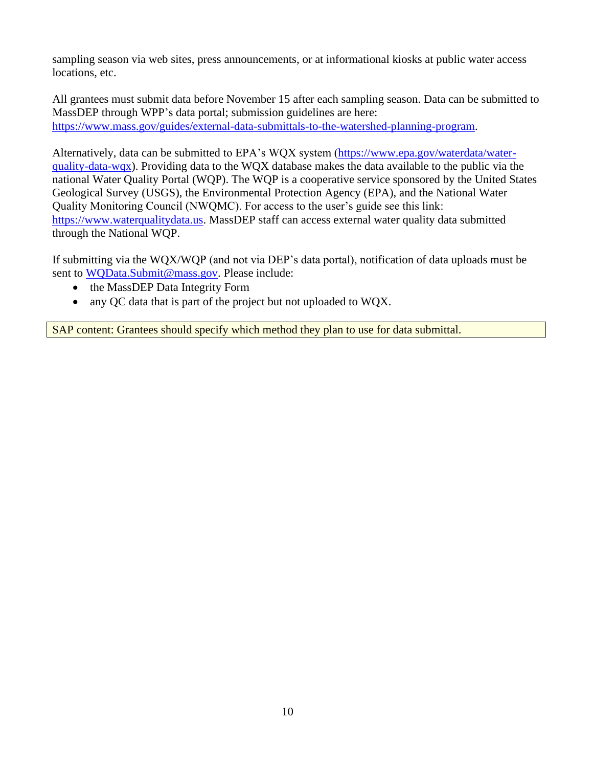sampling season via web sites, press announcements, or at informational kiosks at public water access locations, etc.

All grantees must submit data before November 15 after each sampling season. Data can be submitted to MassDEP through WPP's data portal; submission guidelines are here: https://www.mass.gov/guides/external-data-submittals-to-the-watershed-planning-program.

Alternatively, data can be submitted to EPA's WQX system (https://www.epa.gov/waterdata/water-quality-data-wqx). Providing data to the WQX database makes the data available to the public via the national Water Quality Portal (WQP). The WQP is a cooperative service sponsored by the United States Geological Survey (USGS), the Environmental Protection Agency (EPA), and the National Water Quality Monitoring Council (NWQMC). For access to the user's guide see this link: https://www.waterqualitydata.us. MassDEP staff can access external water quality data submitted through the National WQP.

If submitting via the WQX/WQP (and not via DEP's data portal), notification of data uploads must be sent to WQData.Submit@mass.gov. Please include:

- the MassDEP Data Integrity Form
- any QC data that is part of the project but not uploaded to WQX.

SAP content: Grantees should specify which method they plan to use for data submittal.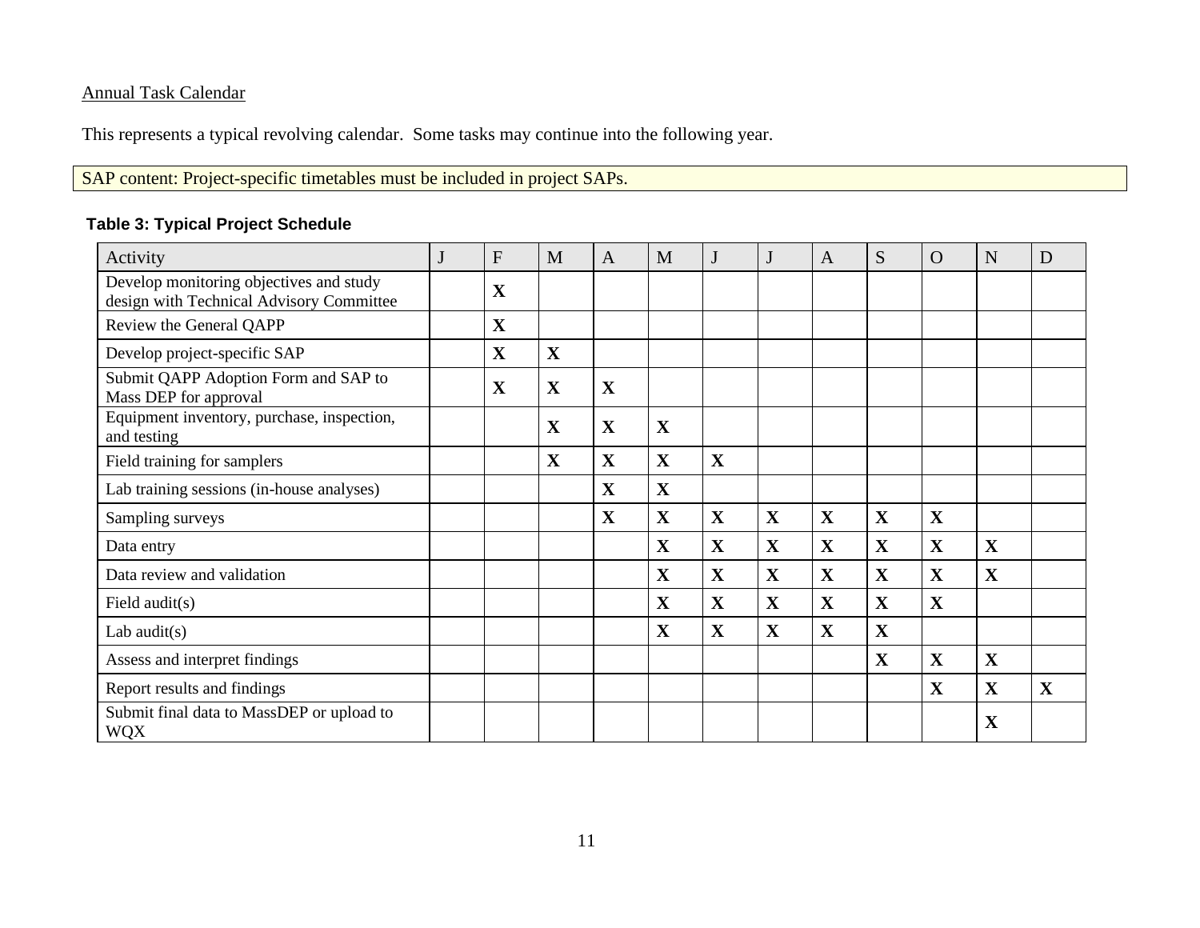Annual Task Calendar

This represents a typical revolving calendar. Some tasks may continue into the following year.

SAP content: Project-specific timetables must be included in project SAPs.

**Table 3: Typical Project Schedule**

| Activity | J | F | M | A | M | J | J | A | S | O | N | D |
|---|---|---|---|---|---|---|---|---|---|---|---|---|
| Develop monitoring objectives and study design with Technical Advisory Committee | | **X** | | | | | | | | | | |
| Review the General QAPP | | **X** | | | | | | | | | | |
| Develop project-specific SAP | | **X** | **X** | | | | | | | | | |
| Submit QAPP Adoption Form and SAP to Mass DEP for approval | | **X** | **X** | **X** | | | | | | | | |
| Equipment inventory, purchase, inspection, and testing | | | **X** | **X** | **X** | | | | | | | |
| Field training for samplers | | | **X** | **X** | **X** | **X** | | | | | | |
| Lab training sessions (in-house analyses) | | | | **X** | **X** | | | | | | | |
| Sampling surveys | | | | **X** | **X** | **X** | **X** | **X** | **X** | **X** | | |
| Data entry | | | | | **X** | **X** | **X** | **X** | **X** | **X** | **X** | |
| Data review and validation | | | | | **X** | **X** | **X** | **X** | **X** | **X** | **X** | |
| Field audit(s) | | | | | **X** | **X** | **X** | **X** | **X** | **X** | | |
| Lab audit(s) | | | | | **X** | **X** | **X** | **X** | **X** | | | |
| Assess and interpret findings | | | | | | | | | **X** | **X** | **X** | |
| Report results and findings | | | | | | | | | | **X** | **X** | **X** |
| Submit final data to MassDEP or upload to WQX | | | | | | | | | | | **X** | |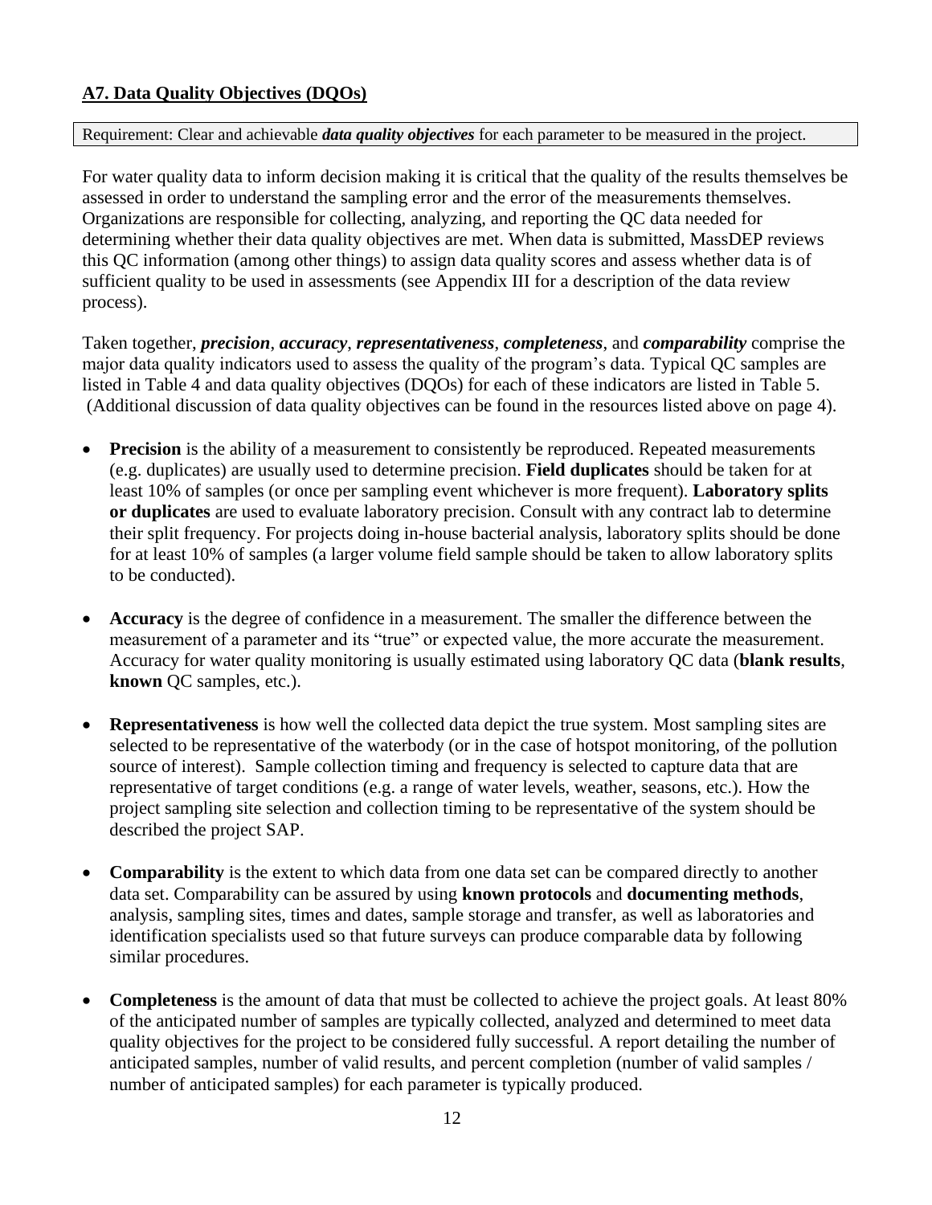## **A7. Data Quality Objectives (DQOs)**

Requirement: Clear and achievable ***data quality objectives*** for each parameter to be measured in the project.

For water quality data to inform decision making it is critical that the quality of the results themselves be assessed in order to understand the sampling error and the error of the measurements themselves. Organizations are responsible for collecting, analyzing, and reporting the QC data needed for determining whether their data quality objectives are met. When data is submitted, MassDEP reviews this QC information (among other things) to assign data quality scores and assess whether data is of sufficient quality to be used in assessments (see Appendix III for a description of the data review process).

Taken together, ***precision***, ***accuracy***, ***representativeness***, ***completeness***, and ***comparability*** comprise the major data quality indicators used to assess the quality of the program's data. Typical QC samples are listed in Table 4 and data quality objectives (DQOs) for each of these indicators are listed in Table 5. (Additional discussion of data quality objectives can be found in the resources listed above on page 4).

- **Precision** is the ability of a measurement to consistently be reproduced. Repeated measurements (e.g. duplicates) are usually used to determine precision. **Field duplicates** should be taken for at least 10% of samples (or once per sampling event whichever is more frequent). **Laboratory splits or duplicates** are used to evaluate laboratory precision. Consult with any contract lab to determine their split frequency. For projects doing in-house bacterial analysis, laboratory splits should be done for at least 10% of samples (a larger volume field sample should be taken to allow laboratory splits to be conducted).

- **Accuracy** is the degree of confidence in a measurement. The smaller the difference between the measurement of a parameter and its "true" or expected value, the more accurate the measurement. Accuracy for water quality monitoring is usually estimated using laboratory QC data (**blank results**, **known** QC samples, etc.).

- **Representativeness** is how well the collected data depict the true system. Most sampling sites are selected to be representative of the waterbody (or in the case of hotspot monitoring, of the pollution source of interest). Sample collection timing and frequency is selected to capture data that are representative of target conditions (e.g. a range of water levels, weather, seasons, etc.). How the project sampling site selection and collection timing to be representative of the system should be described the project SAP.

- **Comparability** is the extent to which data from one data set can be compared directly to another data set. Comparability can be assured by using **known protocols** and **documenting methods**, analysis, sampling sites, times and dates, sample storage and transfer, as well as laboratories and identification specialists used so that future surveys can produce comparable data by following similar procedures.

- **Completeness** is the amount of data that must be collected to achieve the project goals. At least 80% of the anticipated number of samples are typically collected, analyzed and determined to meet data quality objectives for the project to be considered fully successful. A report detailing the number of anticipated samples, number of valid results, and percent completion (number of valid samples / number of anticipated samples) for each parameter is typically produced.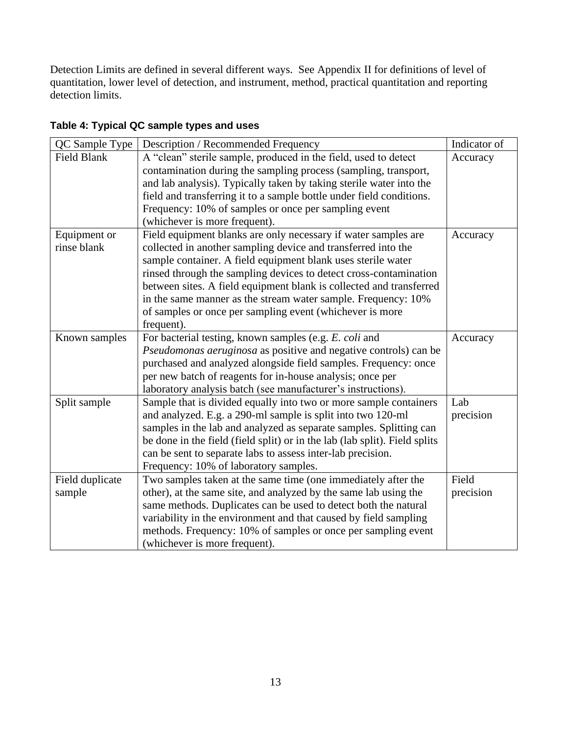Detection Limits are defined in several different ways. See Appendix II for definitions of level of quantitation, lower level of detection, and instrument, method, practical quantitation and reporting detection limits.

**Table 4: Typical QC sample types and uses**

| QC Sample Type | Description / Recommended Frequency | Indicator of |
|---|---|---|
| Field Blank | A "clean" sterile sample, produced in the field, used to detect contamination during the sampling process (sampling, transport, and lab analysis). Typically taken by taking sterile water into the field and transferring it to a sample bottle under field conditions. Frequency: 10% of samples or once per sampling event (whichever is more frequent). | Accuracy |
| Equipment or rinse blank | Field equipment blanks are only necessary if water samples are collected in another sampling device and transferred into the sample container. A field equipment blank uses sterile water rinsed through the sampling devices to detect cross-contamination between sites. A field equipment blank is collected and transferred in the same manner as the stream water sample. Frequency: 10% of samples or once per sampling event (whichever is more frequent). | Accuracy |
| Known samples | For bacterial testing, known samples (e.g. *E. coli* and *Pseudomonas aeruginosa* as positive and negative controls) can be purchased and analyzed alongside field samples. Frequency: once per new batch of reagents for in-house analysis; once per laboratory analysis batch (see manufacturer's instructions). | Accuracy |
| Split sample | Sample that is divided equally into two or more sample containers and analyzed. E.g. a 290-ml sample is split into two 120-ml samples in the lab and analyzed as separate samples. Splitting can be done in the field (field split) or in the lab (lab split). Field splits can be sent to separate labs to assess inter-lab precision. Frequency: 10% of laboratory samples. | Lab precision |
| Field duplicate sample | Two samples taken at the same time (one immediately after the other), at the same site, and analyzed by the same lab using the same methods. Duplicates can be used to detect both the natural variability in the environment and that caused by field sampling methods. Frequency: 10% of samples or once per sampling event (whichever is more frequent). | Field precision |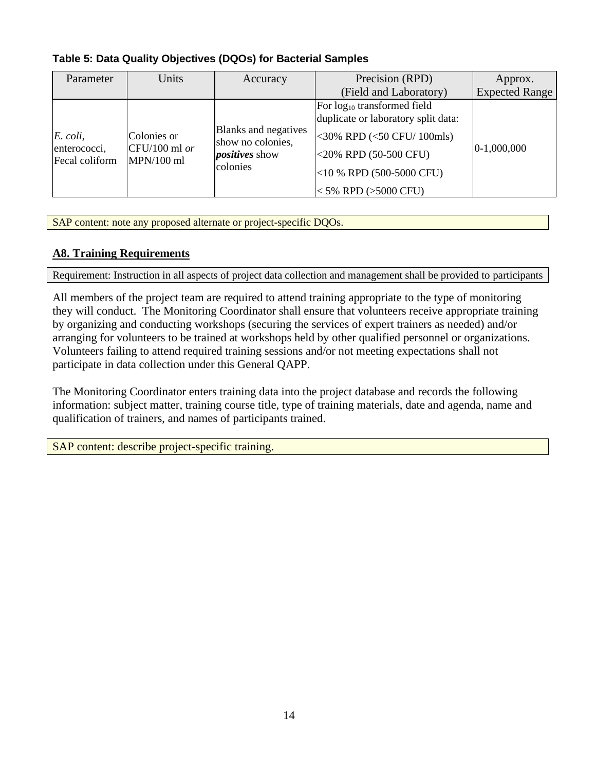**Table 5: Data Quality Objectives (DQOs) for Bacterial Samples**

| Parameter | Units | Accuracy | Precision (RPD) (Field and Laboratory) | Approx. Expected Range |
|---|---|---|---|---|
| *E. coli*, enterococci, Fecal coliform | Colonies or CFU/100 ml *or* MPN/100 ml | Blanks and negatives show no colonies, ***positives*** show colonies | For $\log_{10}$ transformed field duplicate or laboratory split data:<br><30% RPD (<50 CFU/ 100mls)<br><20% RPD (50-500 CFU)<br><10 % RPD (500-5000 CFU)<br>< 5% RPD (>5000 CFU) | 0-1,000,000 |

SAP content: note any proposed alternate or project-specific DQOs.

## A8. Training Requirements

Requirement: Instruction in all aspects of project data collection and management shall be provided to participants

All members of the project team are required to attend training appropriate to the type of monitoring they will conduct. The Monitoring Coordinator shall ensure that volunteers receive appropriate training by organizing and conducting workshops (securing the services of expert trainers as needed) and/or arranging for volunteers to be trained at workshops held by other qualified personnel or organizations. Volunteers failing to attend required training sessions and/or not meeting expectations shall not participate in data collection under this General QAPP.

The Monitoring Coordinator enters training data into the project database and records the following information: subject matter, training course title, type of training materials, date and agenda, name and qualification of trainers, and names of participants trained.

SAP content: describe project-specific training.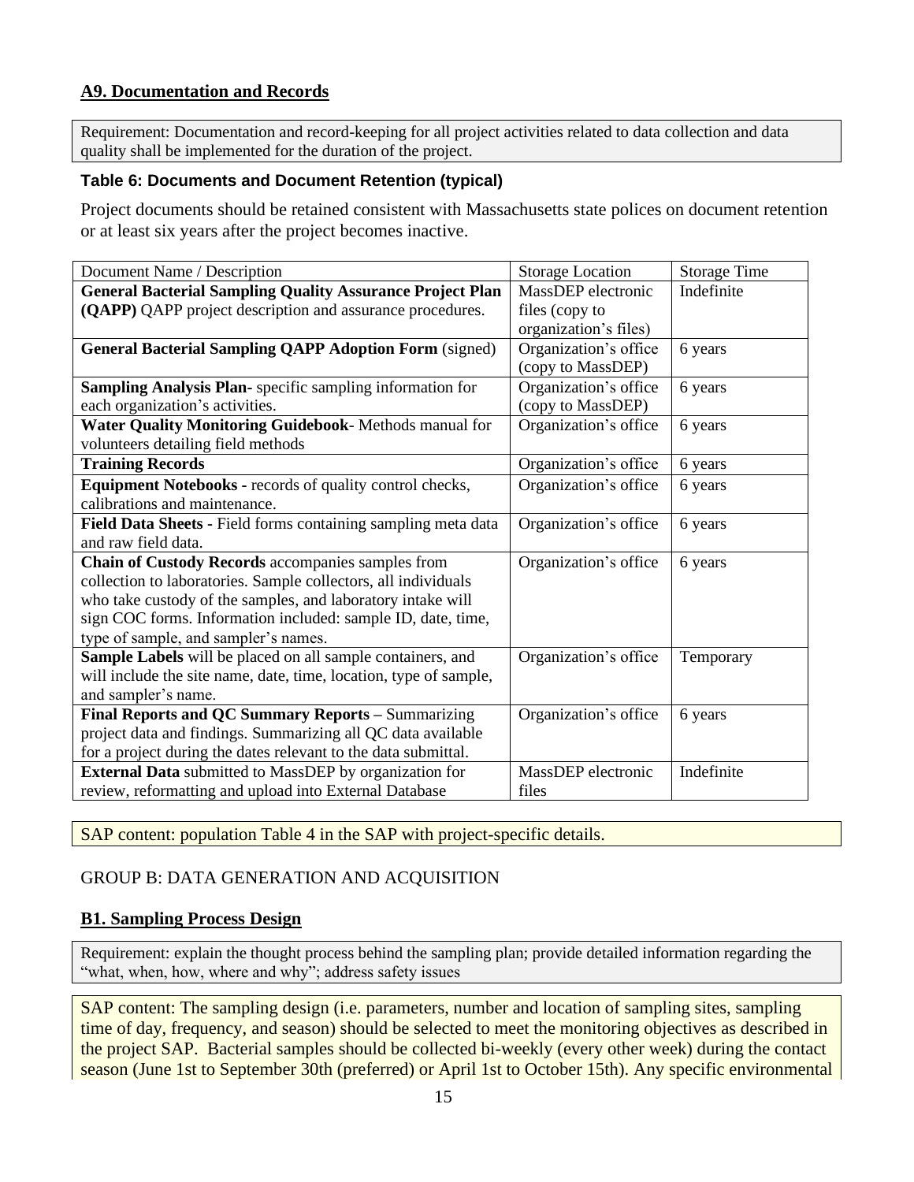## A9. Documentation and Records

Requirement: Documentation and record-keeping for all project activities related to data collection and data quality shall be implemented for the duration of the project.

### Table 6: Documents and Document Retention (typical)

Project documents should be retained consistent with Massachusetts state polices on document retention or at least six years after the project becomes inactive.

| Document Name / Description | Storage Location | Storage Time |
|---|---|---|
| **General Bacterial Sampling Quality Assurance Project Plan (QAPP)** QAPP project description and assurance procedures. | MassDEP electronic files (copy to organization's files) | Indefinite |
| **General Bacterial Sampling QAPP Adoption Form** (signed) | Organization's office (copy to MassDEP) | 6 years |
| **Sampling Analysis Plan**- specific sampling information for each organization's activities. | Organization's office (copy to MassDEP) | 6 years |
| **Water Quality Monitoring Guidebook**- Methods manual for volunteers detailing field methods | Organization's office | 6 years |
| **Training Records** | Organization's office | 6 years |
| **Equipment Notebooks -** records of quality control checks, calibrations and maintenance. | Organization's office | 6 years |
| **Field Data Sheets -** Field forms containing sampling meta data and raw field data. | Organization's office | 6 years |
| **Chain of Custody Records** accompanies samples from collection to laboratories. Sample collectors, all individuals who take custody of the samples, and laboratory intake will sign COC forms. Information included: sample ID, date, time, type of sample, and sampler's names. | Organization's office | 6 years |
| **Sample Labels** will be placed on all sample containers, and will include the site name, date, time, location, type of sample, and sampler's name. | Organization's office | Temporary |
| **Final Reports and QC Summary Reports** – Summarizing project data and findings. Summarizing all QC data available for a project during the dates relevant to the data submittal. | Organization's office | 6 years |
| **External Data** submitted to MassDEP by organization for review, reformatting and upload into External Database | MassDEP electronic files | Indefinite |

SAP content: population Table 4 in the SAP with project-specific details.

# GROUP B: DATA GENERATION AND ACQUISITION

## B1. Sampling Process Design

Requirement: explain the thought process behind the sampling plan; provide detailed information regarding the "what, when, how, where and why"; address safety issues

SAP content: The sampling design (i.e. parameters, number and location of sampling sites, sampling time of day, frequency, and season) should be selected to meet the monitoring objectives as described in the project SAP. Bacterial samples should be collected bi-weekly (every other week) during the contact season (June 1st to September 30th (preferred) or April 1st to October 15th). Any specific environmental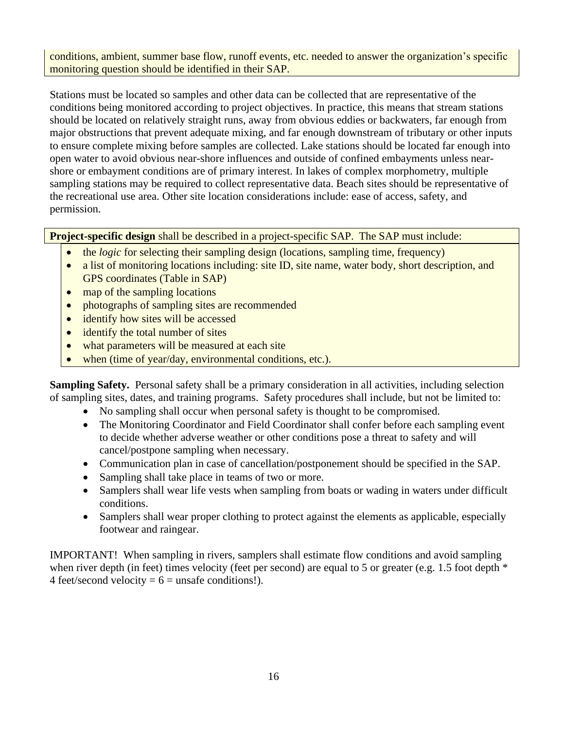conditions, ambient, summer base flow, runoff events, etc. needed to answer the organization's specific monitoring question should be identified in their SAP.

Stations must be located so samples and other data can be collected that are representative of the conditions being monitored according to project objectives. In practice, this means that stream stations should be located on relatively straight runs, away from obvious eddies or backwaters, far enough from major obstructions that prevent adequate mixing, and far enough downstream of tributary or other inputs to ensure complete mixing before samples are collected. Lake stations should be located far enough into open water to avoid obvious near-shore influences and outside of confined embayments unless near-shore or embayment conditions are of primary interest. In lakes of complex morphometry, multiple sampling stations may be required to collect representative data. Beach sites should be representative of the recreational use area. Other site location considerations include: ease of access, safety, and permission.

**Project-specific design** shall be described in a project-specific SAP. The SAP must include:

- the *logic* for selecting their sampling design (locations, sampling time, frequency)
- a list of monitoring locations including: site ID, site name, water body, short description, and GPS coordinates (Table in SAP)
- map of the sampling locations
- photographs of sampling sites are recommended
- identify how sites will be accessed
- identify the total number of sites
- what parameters will be measured at each site
- when (time of year/day, environmental conditions, etc.).

**Sampling Safety.** Personal safety shall be a primary consideration in all activities, including selection of sampling sites, dates, and training programs. Safety procedures shall include, but not be limited to:

- No sampling shall occur when personal safety is thought to be compromised.
- The Monitoring Coordinator and Field Coordinator shall confer before each sampling event to decide whether adverse weather or other conditions pose a threat to safety and will cancel/postpone sampling when necessary.
- Communication plan in case of cancellation/postponement should be specified in the SAP.
- Sampling shall take place in teams of two or more.
- Samplers shall wear life vests when sampling from boats or wading in waters under difficult conditions.
- Samplers shall wear proper clothing to protect against the elements as applicable, especially footwear and raingear.

IMPORTANT! When sampling in rivers, samplers shall estimate flow conditions and avoid sampling when river depth (in feet) times velocity (feet per second) are equal to 5 or greater (e.g. 1.5 foot depth * 4 feet/second velocity = 6 = unsafe conditions!).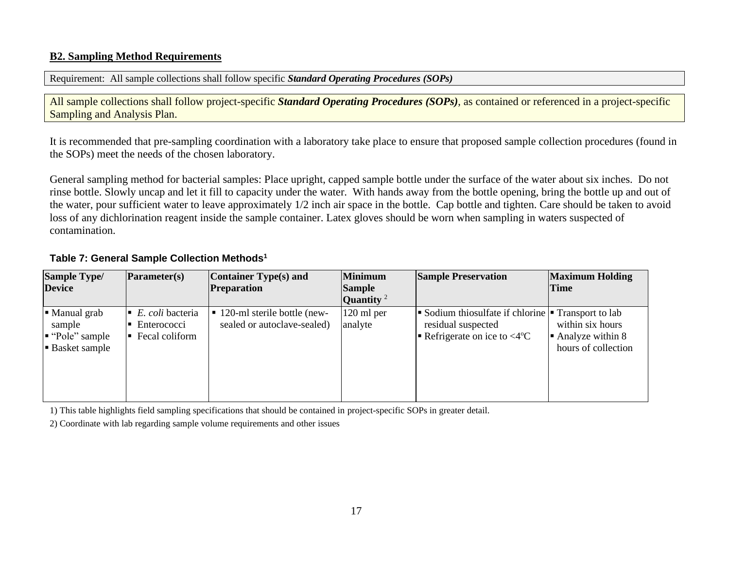## B2. Sampling Method Requirements

Requirement: All sample collections shall follow specific ***Standard Operating Procedures (SOPs)***

All sample collections shall follow project-specific ***Standard Operating Procedures (SOPs)***, as contained or referenced in a project-specific Sampling and Analysis Plan.

It is recommended that pre-sampling coordination with a laboratory take place to ensure that proposed sample collection procedures (found in the SOPs) meet the needs of the chosen laboratory.

General sampling method for bacterial samples: Place upright, capped sample bottle under the surface of the water about six inches. Do not rinse bottle. Slowly uncap and let it fill to capacity under the water. With hands away from the bottle opening, bring the bottle up and out of the water, pour sufficient water to leave approximately 1/2 inch air space in the bottle. Cap bottle and tighten. Care should be taken to avoid loss of any dichlorination reagent inside the sample container. Latex gloves should be worn when sampling in waters suspected of contamination.

**Table 7: General Sample Collection Methods[1]**

| Sample Type/ Device | Parameter(s) | Container Type(s) and Preparation | Minimum Sample Quantity [2] | Sample Preservation | Maximum Holding Time |
|---|---|---|---|---|---|
| ▪ Manual grab sample<br>▪ "Pole" sample<br>▪ Basket sample | ▪ *E. coli* bacteria<br>▪ Enterococci<br>▪ Fecal coliform | ▪ 120-ml sterile bottle (new-sealed or autoclave-sealed) | 120 ml per analyte | ▪ Sodium thiosulfate if chlorine residual suspected<br>▪ Refrigerate on ice to <4ºC | ▪ Transport to lab within six hours<br>▪ Analyze within 8 hours of collection |

1) This table highlights field sampling specifications that should be contained in project-specific SOPs in greater detail.

2) Coordinate with lab regarding sample volume requirements and other issues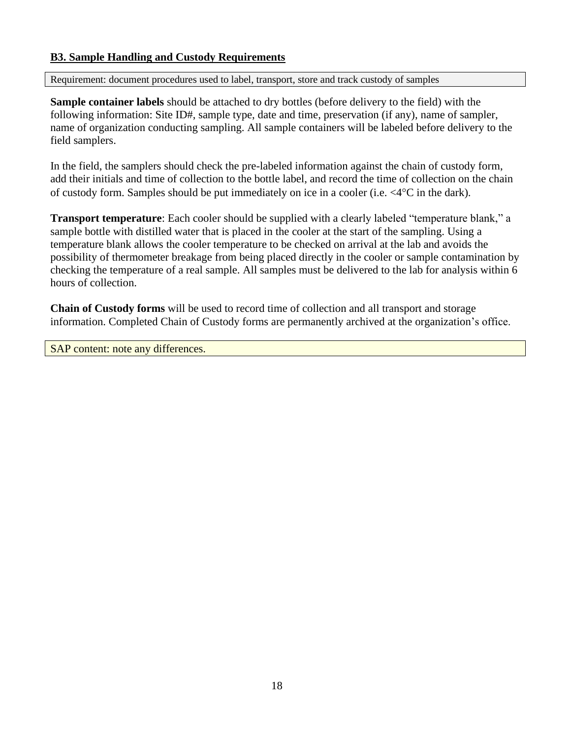### B3. Sample Handling and Custody Requirements

Requirement: document procedures used to label, transport, store and track custody of samples

**Sample container labels** should be attached to dry bottles (before delivery to the field) with the following information: Site ID#, sample type, date and time, preservation (if any), name of sampler, name of organization conducting sampling. All sample containers will be labeled before delivery to the field samplers.

In the field, the samplers should check the pre-labeled information against the chain of custody form, add their initials and time of collection to the bottle label, and record the time of collection on the chain of custody form. Samples should be put immediately on ice in a cooler (i.e. <4°C in the dark).

**Transport temperature**: Each cooler should be supplied with a clearly labeled "temperature blank," a sample bottle with distilled water that is placed in the cooler at the start of the sampling. Using a temperature blank allows the cooler temperature to be checked on arrival at the lab and avoids the possibility of thermometer breakage from being placed directly in the cooler or sample contamination by checking the temperature of a real sample. All samples must be delivered to the lab for analysis within 6 hours of collection.

**Chain of Custody forms** will be used to record time of collection and all transport and storage information. Completed Chain of Custody forms are permanently archived at the organization's office.

SAP content: note any differences.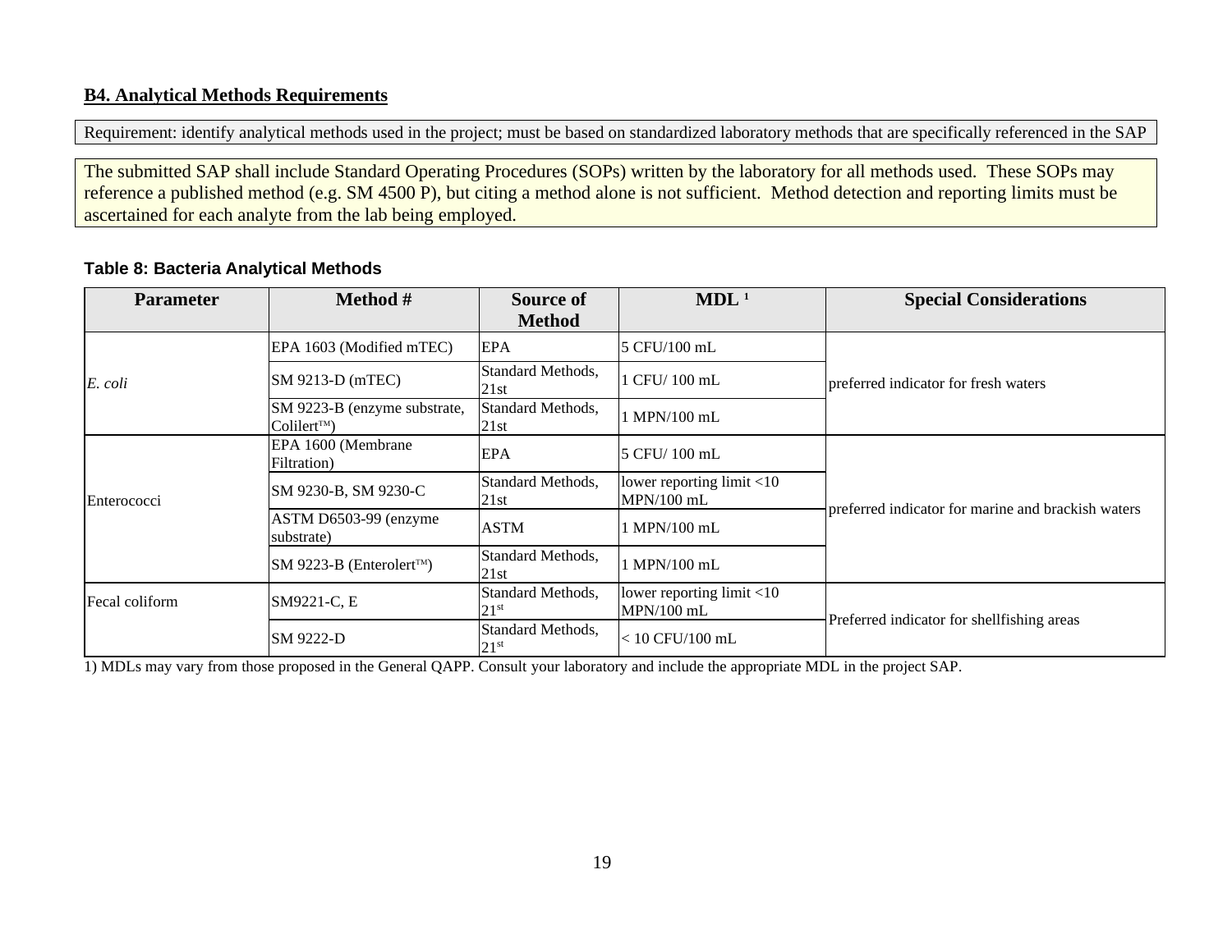## B4. Analytical Methods Requirements

Requirement: identify analytical methods used in the project; must be based on standardized laboratory methods that are specifically referenced in the SAP

The submitted SAP shall include Standard Operating Procedures (SOPs) written by the laboratory for all methods used. These SOPs may reference a published method (e.g. SM 4500 P), but citing a method alone is not sufficient. Method detection and reporting limits must be ascertained for each analyte from the lab being employed.

**Table 8: Bacteria Analytical Methods**

| Parameter | Method # | Source of Method | MDL [1] | Special Considerations |
|---|---|---|---|---|
| *E. coli* | EPA 1603 (Modified mTEC) | EPA | 5 CFU/100 mL | preferred indicator for fresh waters |
| | SM 9213-D (mTEC) | Standard Methods, 21st | 1 CFU/ 100 mL | |
| | SM 9223-B (enzyme substrate, Colilert™) | Standard Methods, 21st | 1 MPN/100 mL | |
| Enterococci | EPA 1600 (Membrane Filtration) | EPA | 5 CFU/ 100 mL | preferred indicator for marine and brackish waters |
| | SM 9230-B, SM 9230-C | Standard Methods, 21st | lower reporting limit <10 MPN/100 mL | |
| | ASTM D6503-99 (enzyme substrate) | ASTM | 1 MPN/100 mL | |
| | SM 9223-B (Enterolert™) | Standard Methods, 21st | 1 MPN/100 mL | |
| Fecal coliform | SM9221-C, E | Standard Methods, 21st | lower reporting limit <10 MPN/100 mL | Preferred indicator for shellfishing areas |
| | SM 9222-D | Standard Methods, 21st | < 10 CFU/100 mL | |

1) MDLs may vary from those proposed in the General QAPP. Consult your laboratory and include the appropriate MDL in the project SAP.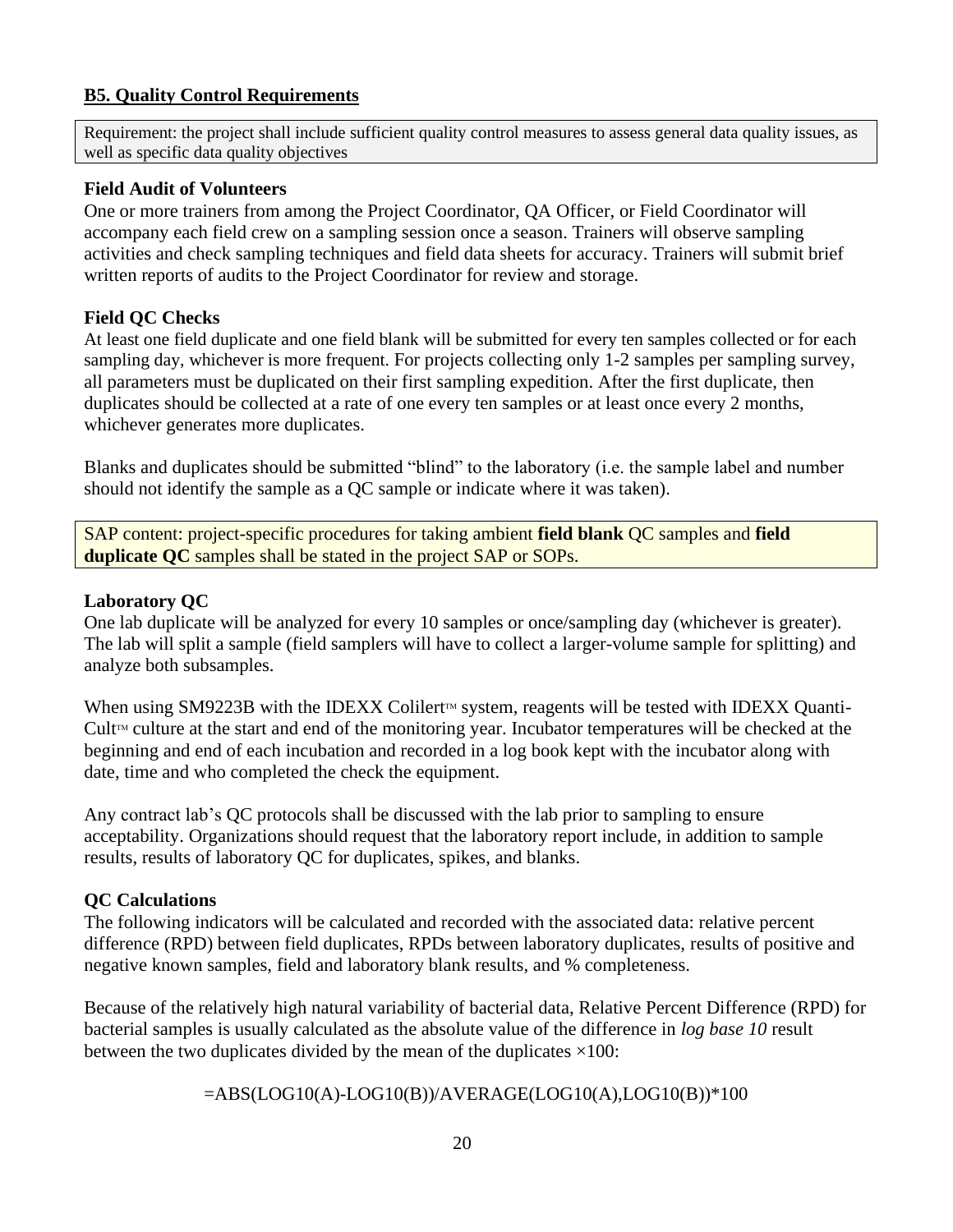## B5. Quality Control Requirements

Requirement: the project shall include sufficient quality control measures to assess general data quality issues, as well as specific data quality objectives

**Field Audit of Volunteers**

One or more trainers from among the Project Coordinator, QA Officer, or Field Coordinator will accompany each field crew on a sampling session once a season. Trainers will observe sampling activities and check sampling techniques and field data sheets for accuracy. Trainers will submit brief written reports of audits to the Project Coordinator for review and storage.

**Field QC Checks**

At least one field duplicate and one field blank will be submitted for every ten samples collected or for each sampling day, whichever is more frequent. For projects collecting only 1-2 samples per sampling survey, all parameters must be duplicated on their first sampling expedition. After the first duplicate, then duplicates should be collected at a rate of one every ten samples or at least once every 2 months, whichever generates more duplicates.

Blanks and duplicates should be submitted "blind" to the laboratory (i.e. the sample label and number should not identify the sample as a QC sample or indicate where it was taken).

SAP content: project-specific procedures for taking ambient **field blank** QC samples and **field duplicate QC** samples shall be stated in the project SAP or SOPs.

**Laboratory QC**

One lab duplicate will be analyzed for every 10 samples or once/sampling day (whichever is greater). The lab will split a sample (field samplers will have to collect a larger-volume sample for splitting) and analyze both subsamples.

When using SM9223B with the IDEXX Colilert™ system, reagents will be tested with IDEXX Quanti-Cult™ culture at the start and end of the monitoring year. Incubator temperatures will be checked at the beginning and end of each incubation and recorded in a log book kept with the incubator along with date, time and who completed the check the equipment.

Any contract lab's QC protocols shall be discussed with the lab prior to sampling to ensure acceptability. Organizations should request that the laboratory report include, in addition to sample results, results of laboratory QC for duplicates, spikes, and blanks.

**QC Calculations**

The following indicators will be calculated and recorded with the associated data: relative percent difference (RPD) between field duplicates, RPDs between laboratory duplicates, results of positive and negative known samples, field and laboratory blank results, and % completeness.

Because of the relatively high natural variability of bacterial data, Relative Percent Difference (RPD) for bacterial samples is usually calculated as the absolute value of the difference in *log base 10* result between the two duplicates divided by the mean of the duplicates ×100:

```
=ABS(LOG10(A)-LOG10(B))/AVERAGE(LOG10(A),LOG10(B))*100
```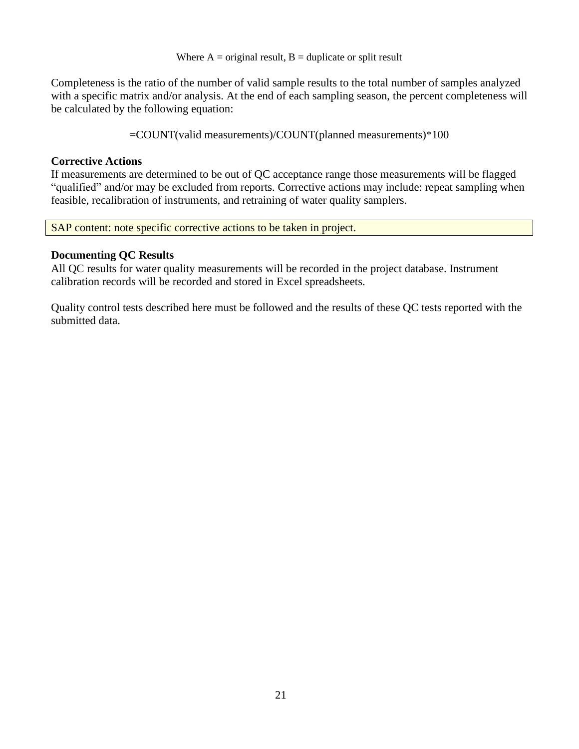Where A = original result, B = duplicate or split result

Completeness is the ratio of the number of valid sample results to the total number of samples analyzed with a specific matrix and/or analysis. At the end of each sampling season, the percent completeness will be calculated by the following equation:

=COUNT(valid measurements)/COUNT(planned measurements)*100

**Corrective Actions**

If measurements are determined to be out of QC acceptance range those measurements will be flagged "qualified" and/or may be excluded from reports. Corrective actions may include: repeat sampling when feasible, recalibration of instruments, and retraining of water quality samplers.

| SAP content: note specific corrective actions to be taken in project. |
|---|

**Documenting QC Results**

All QC results for water quality measurements will be recorded in the project database. Instrument calibration records will be recorded and stored in Excel spreadsheets.

Quality control tests described here must be followed and the results of these QC tests reported with the submitted data.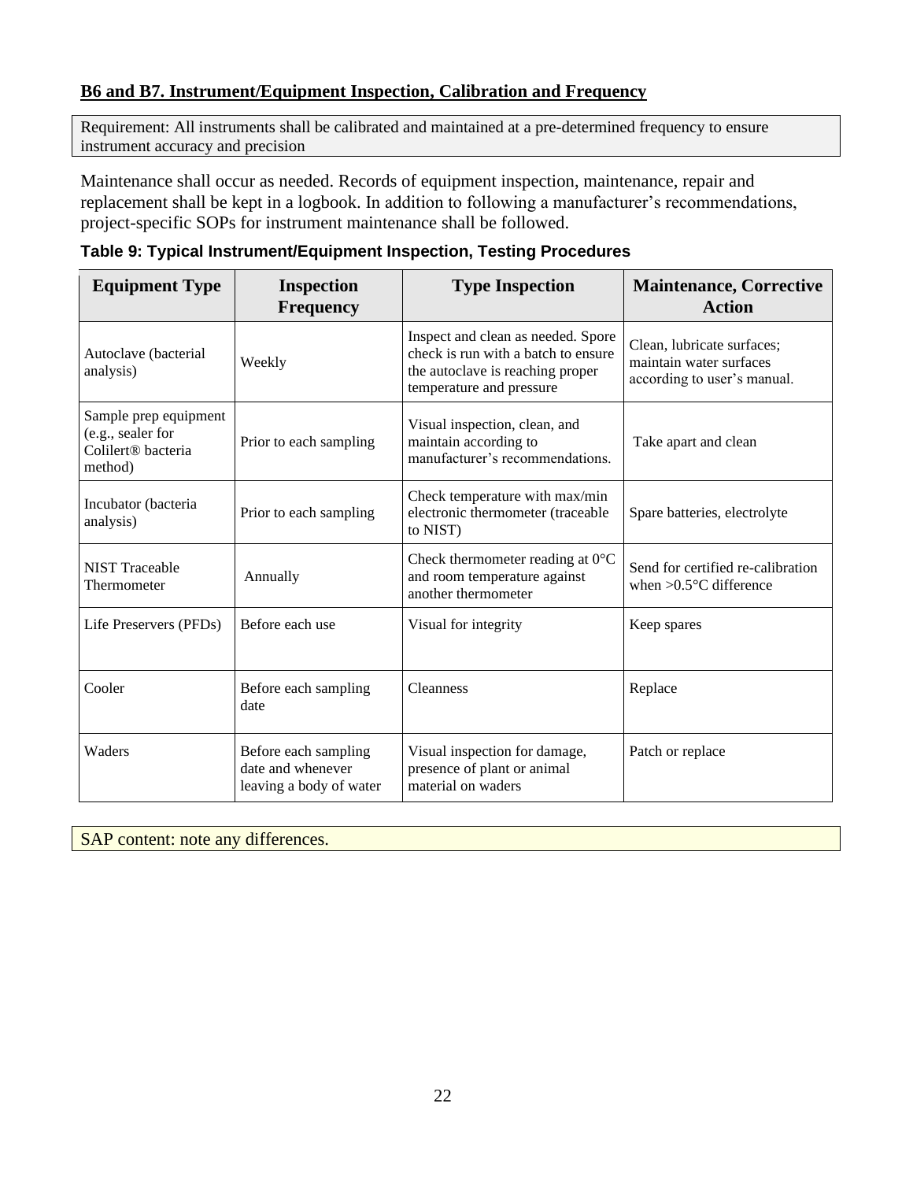## B6 and B7. Instrument/Equipment Inspection, Calibration and Frequency

Requirement: All instruments shall be calibrated and maintained at a pre-determined frequency to ensure instrument accuracy and precision

Maintenance shall occur as needed. Records of equipment inspection, maintenance, repair and replacement shall be kept in a logbook. In addition to following a manufacturer's recommendations, project-specific SOPs for instrument maintenance shall be followed.

**Table 9: Typical Instrument/Equipment Inspection, Testing Procedures**

| Equipment Type | Inspection Frequency | Type Inspection | Maintenance, Corrective Action |
|---|---|---|---|
| Autoclave (bacterial analysis) | Weekly | Inspect and clean as needed. Spore check is run with a batch to ensure the autoclave is reaching proper temperature and pressure | Clean, lubricate surfaces; maintain water surfaces according to user's manual. |
| Sample prep equipment (e.g., sealer for Colilert® bacteria method) | Prior to each sampling | Visual inspection, clean, and maintain according to manufacturer's recommendations. | Take apart and clean |
| Incubator (bacteria analysis) | Prior to each sampling | Check temperature with max/min electronic thermometer (traceable to NIST) | Spare batteries, electrolyte |
| NIST Traceable Thermometer | Annually | Check thermometer reading at 0°C and room temperature against another thermometer | Send for certified re-calibration when >0.5°C difference |
| Life Preservers (PFDs) | Before each use | Visual for integrity | Keep spares |
| Cooler | Before each sampling date | Cleanness | Replace |
| Waders | Before each sampling date and whenever leaving a body of water | Visual inspection for damage, presence of plant or animal material on waders | Patch or replace |

SAP content: note any differences.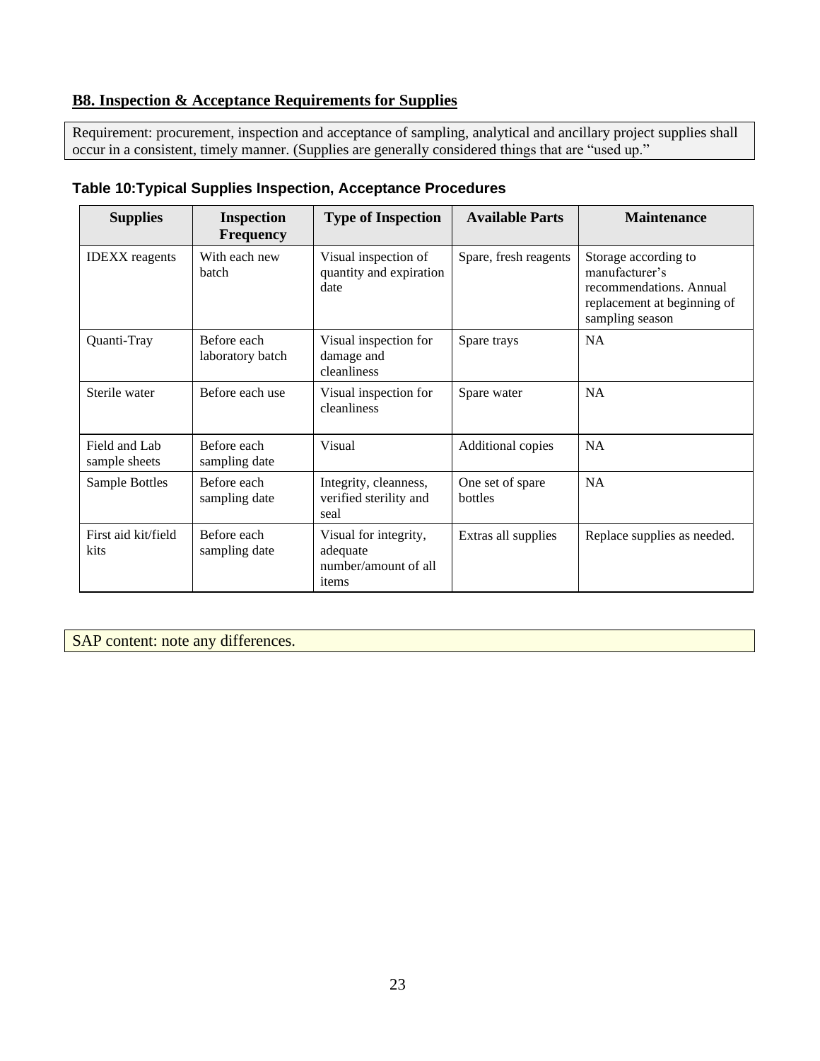## B8. Inspection & Acceptance Requirements for Supplies

Requirement: procurement, inspection and acceptance of sampling, analytical and ancillary project supplies shall occur in a consistent, timely manner. (Supplies are generally considered things that are "used up."

**Table 10:Typical Supplies Inspection, Acceptance Procedures**

| Supplies | Inspection Frequency | Type of Inspection | Available Parts | Maintenance |
|---|---|---|---|---|
| IDEXX reagents | With each new batch | Visual inspection of quantity and expiration date | Spare, fresh reagents | Storage according to manufacturer's recommendations. Annual replacement at beginning of sampling season |
| Quanti-Tray | Before each laboratory batch | Visual inspection for damage and cleanliness | Spare trays | NA |
| Sterile water | Before each use | Visual inspection for cleanliness | Spare water | NA |
| Field and Lab sample sheets | Before each sampling date | Visual | Additional copies | NA |
| Sample Bottles | Before each sampling date | Integrity, cleanness, verified sterility and seal | One set of spare bottles | NA |
| First aid kit/field kits | Before each sampling date | Visual for integrity, adequate number/amount of all items | Extras all supplies | Replace supplies as needed. |

SAP content: note any differences.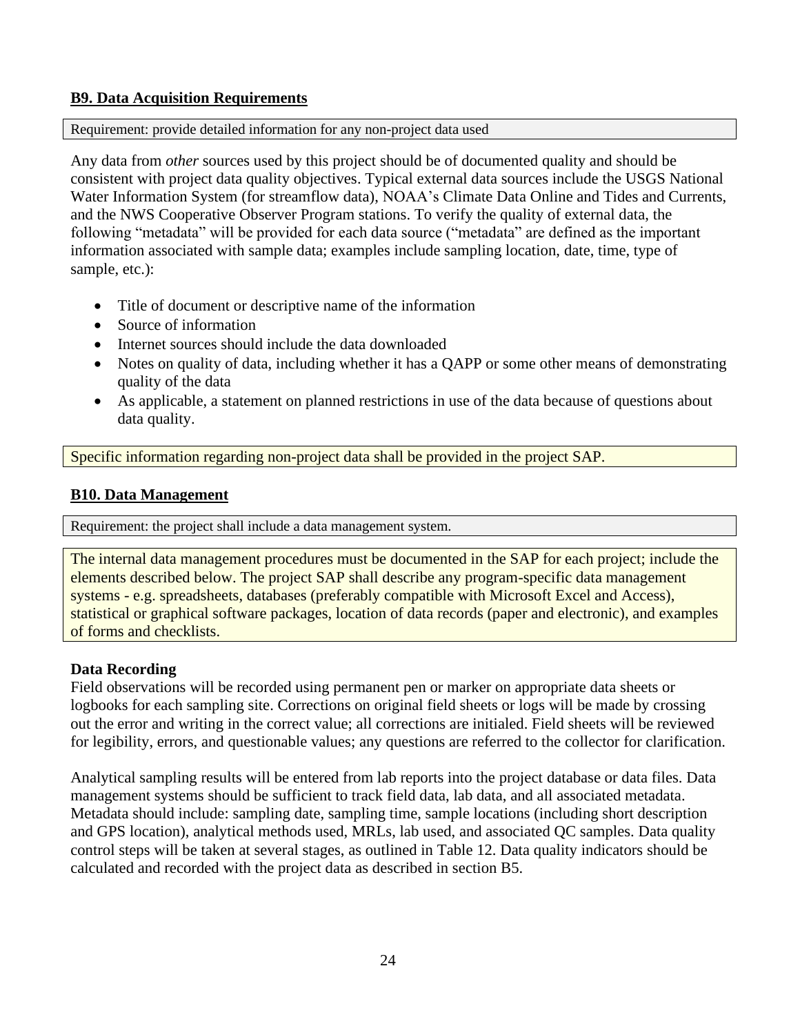## B9. Data Acquisition Requirements

Requirement: provide detailed information for any non-project data used

Any data from *other* sources used by this project should be of documented quality and should be consistent with project data quality objectives. Typical external data sources include the USGS National Water Information System (for streamflow data), NOAA's Climate Data Online and Tides and Currents, and the NWS Cooperative Observer Program stations. To verify the quality of external data, the following "metadata" will be provided for each data source ("metadata" are defined as the important information associated with sample data; examples include sampling location, date, time, type of sample, etc.):

- Title of document or descriptive name of the information
- Source of information
- Internet sources should include the data downloaded
- Notes on quality of data, including whether it has a QAPP or some other means of demonstrating quality of the data
- As applicable, a statement on planned restrictions in use of the data because of questions about data quality.

Specific information regarding non-project data shall be provided in the project SAP.

## B10. Data Management

Requirement: the project shall include a data management system.

The internal data management procedures must be documented in the SAP for each project; include the elements described below. The project SAP shall describe any program-specific data management systems - e.g. spreadsheets, databases (preferably compatible with Microsoft Excel and Access), statistical or graphical software packages, location of data records (paper and electronic), and examples of forms and checklists.

**Data Recording**

Field observations will be recorded using permanent pen or marker on appropriate data sheets or logbooks for each sampling site. Corrections on original field sheets or logs will be made by crossing out the error and writing in the correct value; all corrections are initialed. Field sheets will be reviewed for legibility, errors, and questionable values; any questions are referred to the collector for clarification.

Analytical sampling results will be entered from lab reports into the project database or data files. Data management systems should be sufficient to track field data, lab data, and all associated metadata. Metadata should include: sampling date, sampling time, sample locations (including short description and GPS location), analytical methods used, MRLs, lab used, and associated QC samples. Data quality control steps will be taken at several stages, as outlined in Table 12. Data quality indicators should be calculated and recorded with the project data as described in section B5.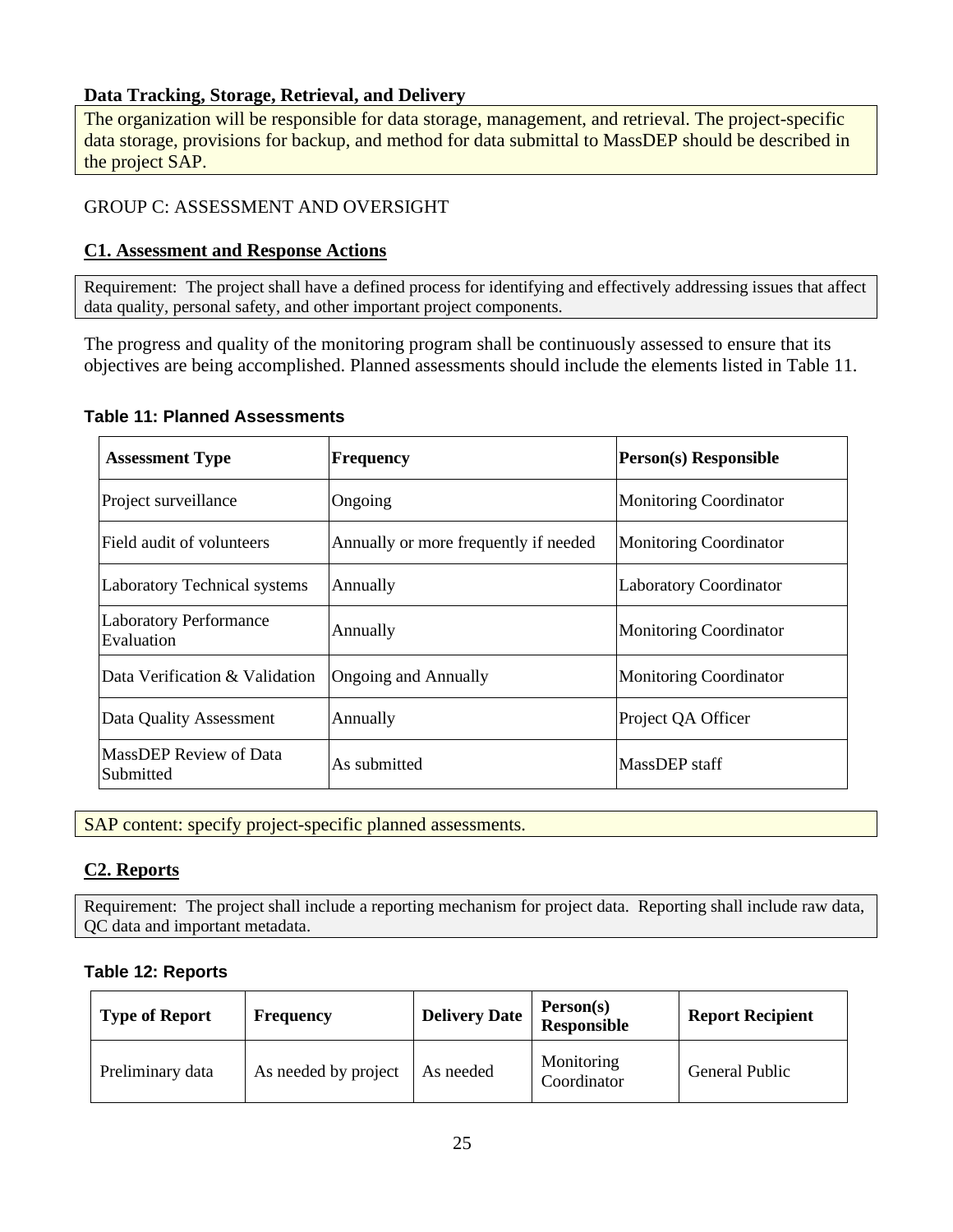**Data Tracking, Storage, Retrieval, and Delivery**

The organization will be responsible for data storage, management, and retrieval. The project-specific data storage, provisions for backup, and method for data submittal to MassDEP should be described in the project SAP.

GROUP C: ASSESSMENT AND OVERSIGHT

## C1. Assessment and Response Actions

Requirement: The project shall have a defined process for identifying and effectively addressing issues that affect data quality, personal safety, and other important project components.

The progress and quality of the monitoring program shall be continuously assessed to ensure that its objectives are being accomplished. Planned assessments should include the elements listed in Table 11.

**Table 11: Planned Assessments**

| Assessment Type | Frequency | Person(s) Responsible |
|---|---|---|
| Project surveillance | Ongoing | Monitoring Coordinator |
| Field audit of volunteers | Annually or more frequently if needed | Monitoring Coordinator |
| Laboratory Technical systems | Annually | Laboratory Coordinator |
| Laboratory Performance Evaluation | Annually | Monitoring Coordinator |
| Data Verification & Validation | Ongoing and Annually | Monitoring Coordinator |
| Data Quality Assessment | Annually | Project QA Officer |
| MassDEP Review of Data Submitted | As submitted | MassDEP staff |

SAP content: specify project-specific planned assessments.

## C2. Reports

Requirement: The project shall include a reporting mechanism for project data. Reporting shall include raw data, QC data and important metadata.

**Table 12: Reports**

| Type of Report | Frequency | Delivery Date | Person(s) Responsible | Report Recipient |
|---|---|---|---|---|
| Preliminary data | As needed by project | As needed | Monitoring Coordinator | General Public |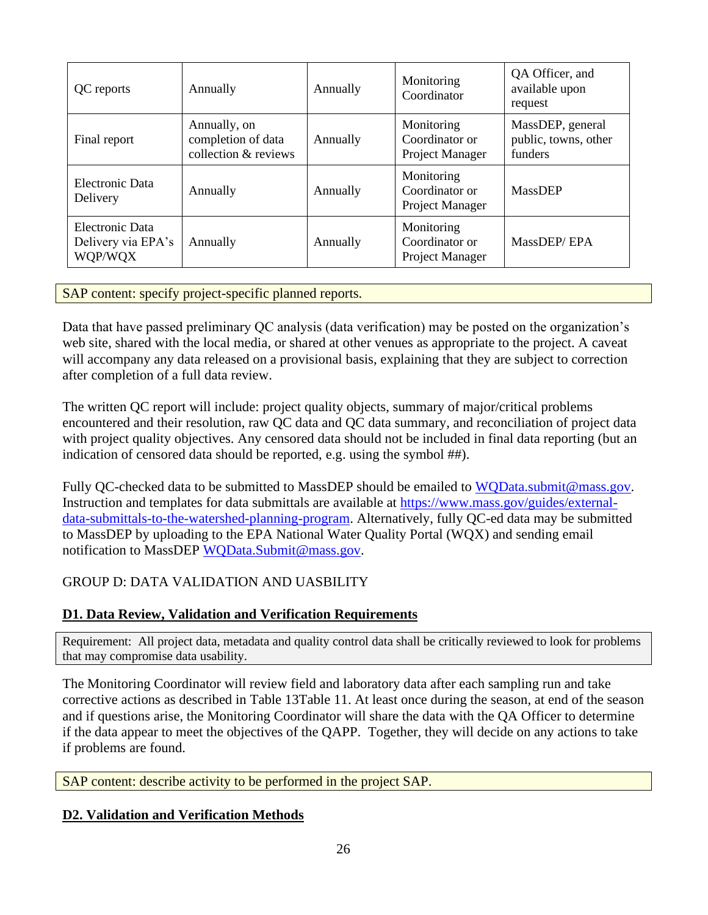| QC reports | Annually | Annually | Monitoring Coordinator | QA Officer, and available upon request |
|---|---|---|---|---|
| Final report | Annually, on completion of data collection & reviews | Annually | Monitoring Coordinator or Project Manager | MassDEP, general public, towns, other funders |
| Electronic Data Delivery | Annually | Annually | Monitoring Coordinator or Project Manager | MassDEP |
| Electronic Data Delivery via EPA's WQP/WQX | Annually | Annually | Monitoring Coordinator or Project Manager | MassDEP/ EPA |

SAP content: specify project-specific planned reports.

Data that have passed preliminary QC analysis (data verification) may be posted on the organization's web site, shared with the local media, or shared at other venues as appropriate to the project. A caveat will accompany any data released on a provisional basis, explaining that they are subject to correction after completion of a full data review.

The written QC report will include: project quality objects, summary of major/critical problems encountered and their resolution, raw QC data and QC data summary, and reconciliation of project data with project quality objectives. Any censored data should not be included in final data reporting (but an indication of censored data should be reported, e.g. using the symbol ##).

Fully QC-checked data to be submitted to MassDEP should be emailed to [WQData.submit@mass.gov](mailto:WQData.submit@mass.gov). Instruction and templates for data submittals are available at [https://www.mass.gov/guides/external-data-submittals-to-the-watershed-planning-program](https://www.mass.gov/guides/external-data-submittals-to-the-watershed-planning-program). Alternatively, fully QC-ed data may be submitted to MassDEP by uploading to the EPA National Water Quality Portal (WQX) and sending email notification to MassDEP [WQData.Submit@mass.gov](mailto:WQData.Submit@mass.gov).

GROUP D: DATA VALIDATION AND UASBILITY

## D1. Data Review, Validation and Verification Requirements

Requirement: All project data, metadata and quality control data shall be critically reviewed to look for problems that may compromise data usability.

The Monitoring Coordinator will review field and laboratory data after each sampling run and take corrective actions as described in Table 13Table 11. At least once during the season, at end of the season and if questions arise, the Monitoring Coordinator will share the data with the QA Officer to determine if the data appear to meet the objectives of the QAPP. Together, they will decide on any actions to take if problems are found.

SAP content: describe activity to be performed in the project SAP.

## D2. Validation and Verification Methods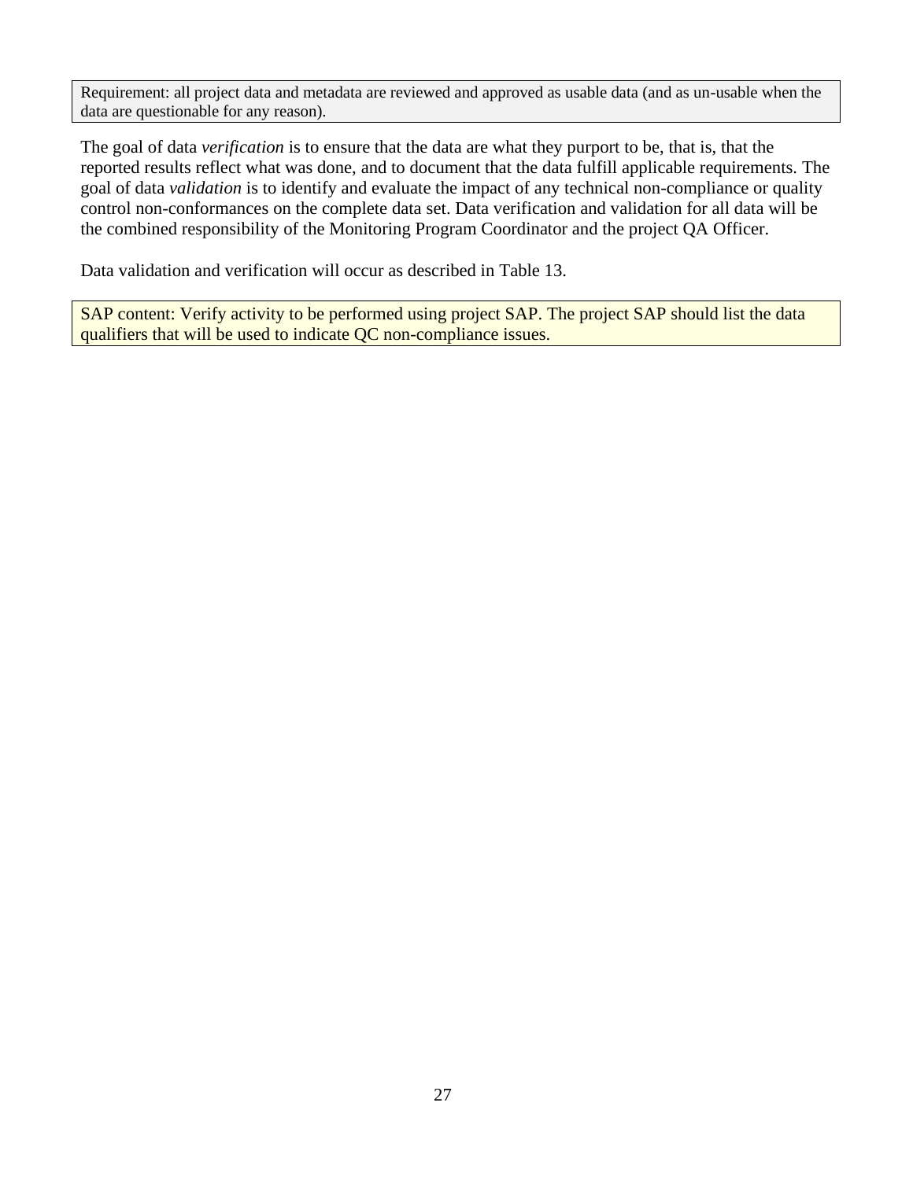Requirement: all project data and metadata are reviewed and approved as usable data (and as un-usable when the data are questionable for any reason).

The goal of data *verification* is to ensure that the data are what they purport to be, that is, that the reported results reflect what was done, and to document that the data fulfill applicable requirements. The goal of data *validation* is to identify and evaluate the impact of any technical non-compliance or quality control non-conformances on the complete data set. Data verification and validation for all data will be the combined responsibility of the Monitoring Program Coordinator and the project QA Officer.

Data validation and verification will occur as described in Table 13.

SAP content: Verify activity to be performed using project SAP. The project SAP should list the data qualifiers that will be used to indicate QC non-compliance issues.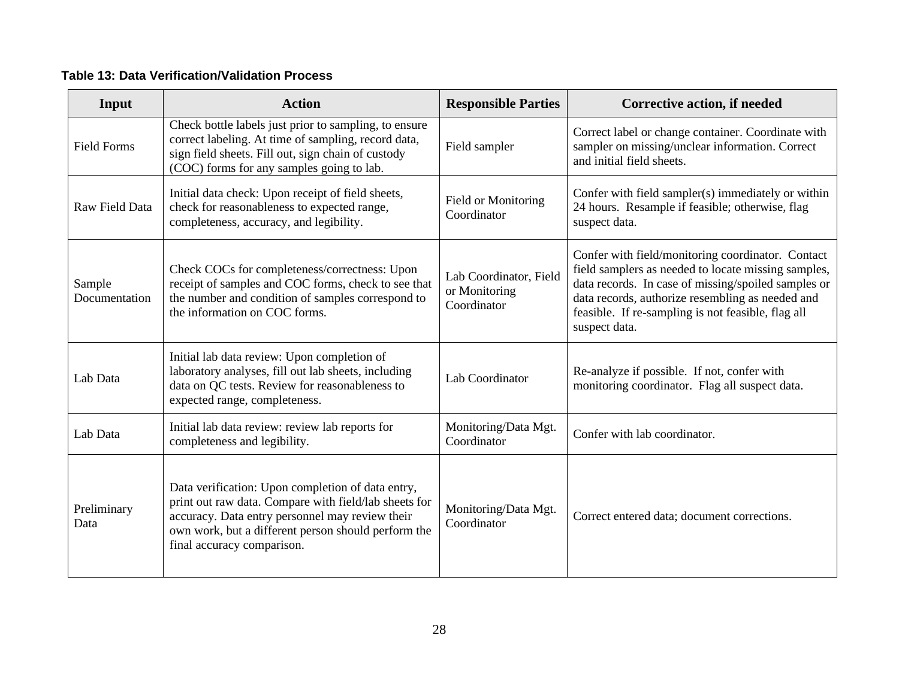**Table 13: Data Verification/Validation Process**

| Input | Action | Responsible Parties | Corrective action, if needed |
| --- | --- | --- | --- |
| Field Forms | Check bottle labels just prior to sampling, to ensure correct labeling. At time of sampling, record data, sign field sheets. Fill out, sign chain of custody (COC) forms for any samples going to lab. | Field sampler | Correct label or change container. Coordinate with sampler on missing/unclear information. Correct and initial field sheets. |
| Raw Field Data | Initial data check: Upon receipt of field sheets, check for reasonableness to expected range, completeness, accuracy, and legibility. | Field or Monitoring Coordinator | Confer with field sampler(s) immediately or within 24 hours. Resample if feasible; otherwise, flag suspect data. |
| Sample Documentation | Check COCs for completeness/correctness: Upon receipt of samples and COC forms, check to see that the number and condition of samples correspond to the information on COC forms. | Lab Coordinator, Field or Monitoring Coordinator | Confer with field/monitoring coordinator. Contact field samplers as needed to locate missing samples, data records. In case of missing/spoiled samples or data records, authorize resembling as needed and feasible. If re-sampling is not feasible, flag all suspect data. |
| Lab Data | Initial lab data review: Upon completion of laboratory analyses, fill out lab sheets, including data on QC tests. Review for reasonableness to expected range, completeness. | Lab Coordinator | Re-analyze if possible. If not, confer with monitoring coordinator. Flag all suspect data. |
| Lab Data | Initial lab data review: review lab reports for completeness and legibility. | Monitoring/Data Mgt. Coordinator | Confer with lab coordinator. |
| Preliminary Data | Data verification: Upon completion of data entry, print out raw data. Compare with field/lab sheets for accuracy. Data entry personnel may review their own work, but a different person should perform the final accuracy comparison. | Monitoring/Data Mgt. Coordinator | Correct entered data; document corrections. |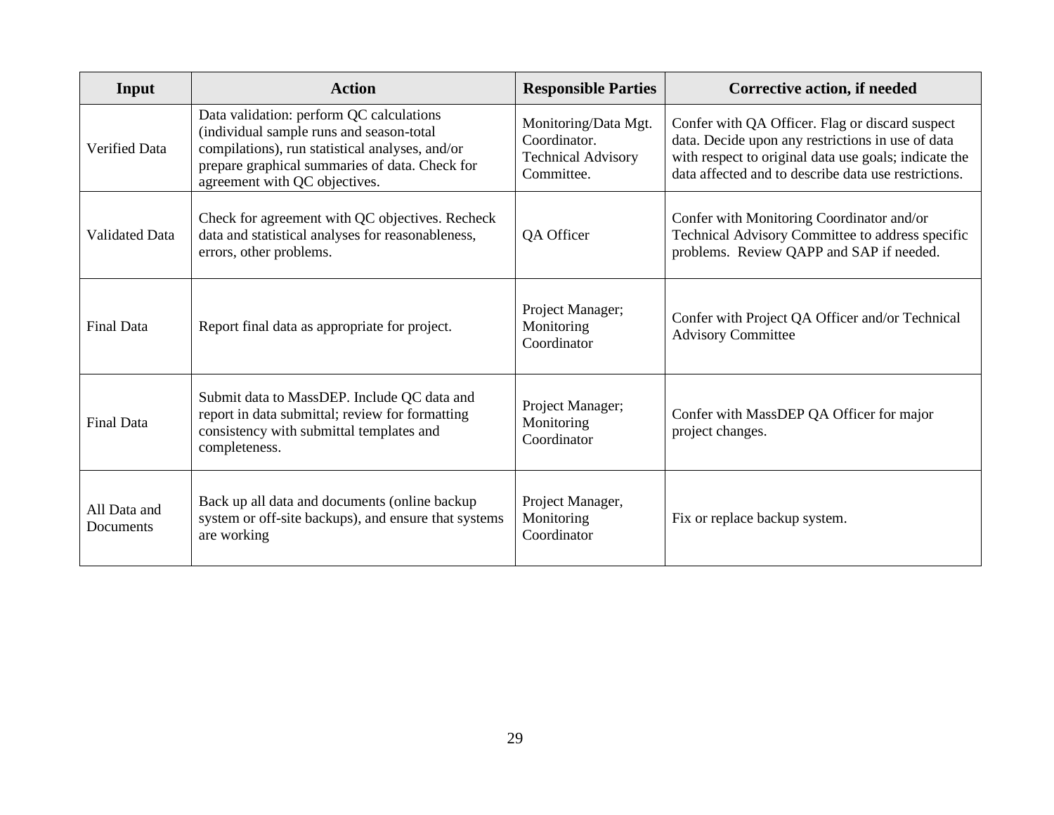| Input | Action | Responsible Parties | Corrective action, if needed |
|---|---|---|---|
| Verified Data | Data validation: perform QC calculations (individual sample runs and season-total compilations), run statistical analyses, and/or prepare graphical summaries of data. Check for agreement with QC objectives. | Monitoring/Data Mgt. Coordinator. Technical Advisory Committee. | Confer with QA Officer. Flag or discard suspect data. Decide upon any restrictions in use of data with respect to original data use goals; indicate the data affected and to describe data use restrictions. |
| Validated Data | Check for agreement with QC objectives. Recheck data and statistical analyses for reasonableness, errors, other problems. | QA Officer | Confer with Monitoring Coordinator and/or Technical Advisory Committee to address specific problems. Review QAPP and SAP if needed. |
| Final Data | Report final data as appropriate for project. | Project Manager; Monitoring Coordinator | Confer with Project QA Officer and/or Technical Advisory Committee |
| Final Data | Submit data to MassDEP. Include QC data and report in data submittal; review for formatting consistency with submittal templates and completeness. | Project Manager; Monitoring Coordinator | Confer with MassDEP QA Officer for major project changes. |
| All Data and Documents | Back up all data and documents (online backup system or off-site backups), and ensure that systems are working | Project Manager, Monitoring Coordinator | Fix or replace backup system. |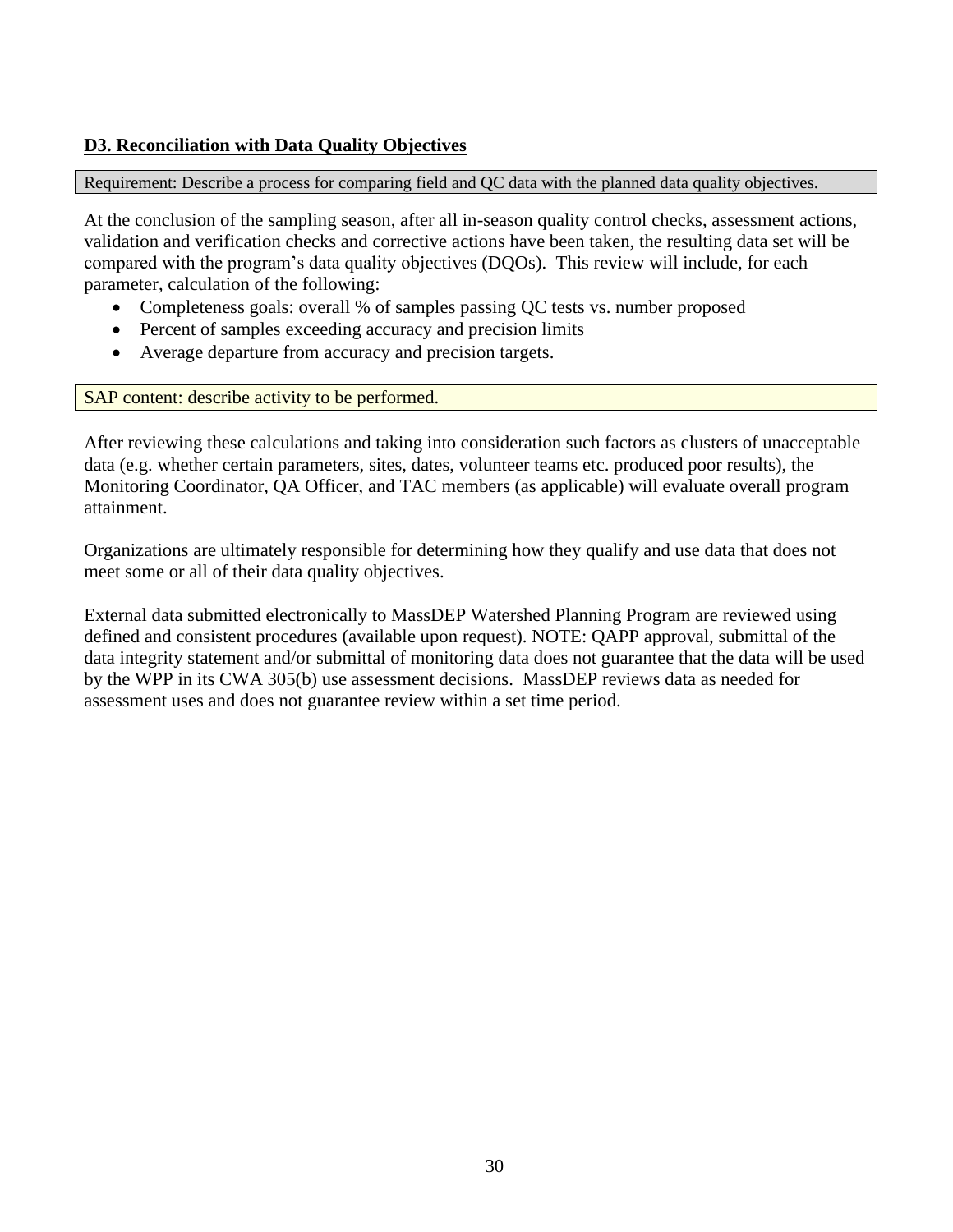**D3. Reconciliation with Data Quality Objectives**

Requirement: Describe a process for comparing field and QC data with the planned data quality objectives.

At the conclusion of the sampling season, after all in-season quality control checks, assessment actions, validation and verification checks and corrective actions have been taken, the resulting data set will be compared with the program's data quality objectives (DQOs). This review will include, for each parameter, calculation of the following:

- Completeness goals: overall % of samples passing QC tests vs. number proposed
- Percent of samples exceeding accuracy and precision limits
- Average departure from accuracy and precision targets.

SAP content: describe activity to be performed.

After reviewing these calculations and taking into consideration such factors as clusters of unacceptable data (e.g. whether certain parameters, sites, dates, volunteer teams etc. produced poor results), the Monitoring Coordinator, QA Officer, and TAC members (as applicable) will evaluate overall program attainment.

Organizations are ultimately responsible for determining how they qualify and use data that does not meet some or all of their data quality objectives.

External data submitted electronically to MassDEP Watershed Planning Program are reviewed using defined and consistent procedures (available upon request). NOTE: QAPP approval, submittal of the data integrity statement and/or submittal of monitoring data does not guarantee that the data will be used by the WPP in its CWA 305(b) use assessment decisions. MassDEP reviews data as needed for assessment uses and does not guarantee review within a set time period.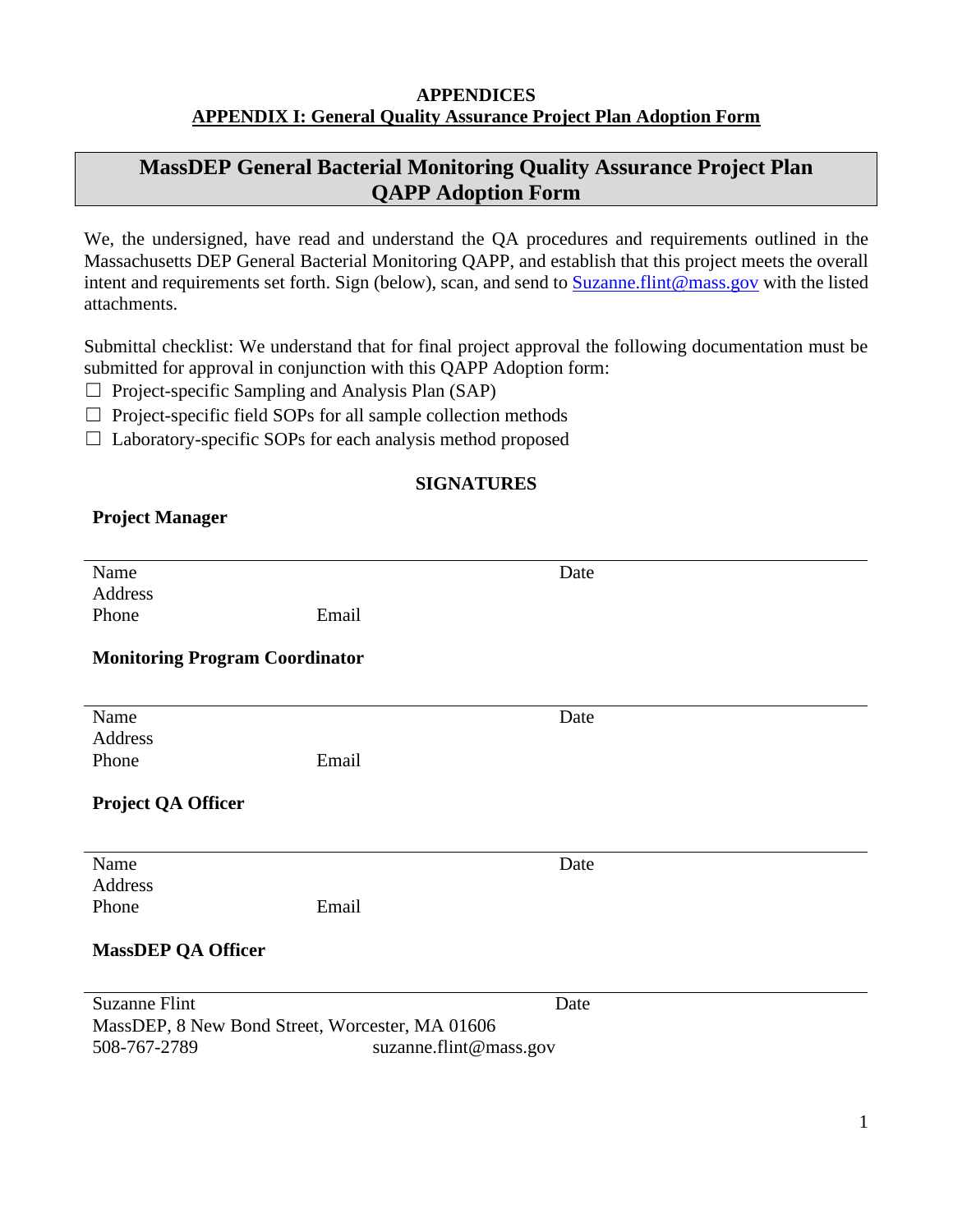## APPENDICES

## APPENDIX I: General Quality Assurance Project Plan Adoption Form

### MassDEP General Bacterial Monitoring Quality Assurance Project Plan QAPP Adoption Form

We, the undersigned, have read and understand the QA procedures and requirements outlined in the Massachusetts DEP General Bacterial Monitoring QAPP, and establish that this project meets the overall intent and requirements set forth. Sign (below), scan, and send to [Suzanne.flint@mass.gov](mailto:Suzanne.flint@mass.gov) with the listed attachments.

Submittal checklist: We understand that for final project approval the following documentation must be submitted for approval in conjunction with this QAPP Adoption form:

☐ Project-specific Sampling and Analysis Plan (SAP)
☐ Project-specific field SOPs for all sample collection methods
☐ Laboratory-specific SOPs for each analysis method proposed

### SIGNATURES

**Project Manager**

______________________________________________________________________

Name Date
Address
Phone Email

**Monitoring Program Coordinator**

______________________________________________________________________

Name Date
Address
Phone Email

**Project QA Officer**

______________________________________________________________________

Name Date
Address
Phone Email

**MassDEP QA Officer**

______________________________________________________________________

Suzanne Flint Date
MassDEP, 8 New Bond Street, Worcester, MA 01606
508-767-2789 suzanne.flint@mass.gov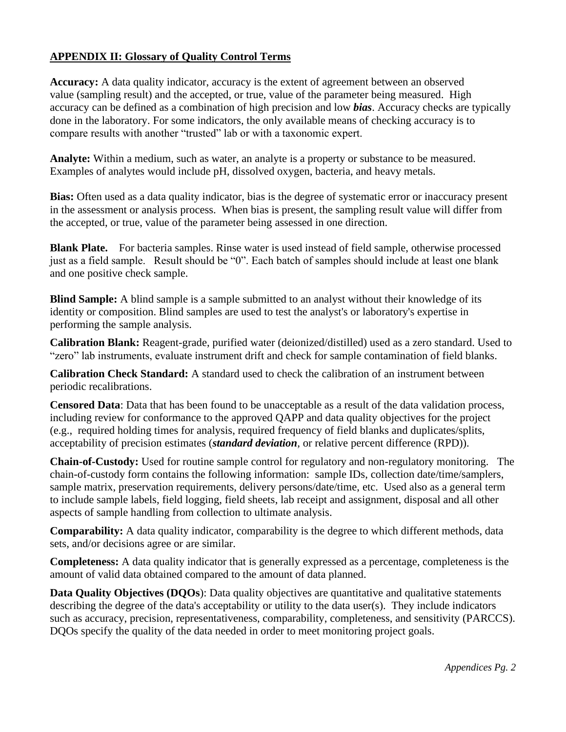## APPENDIX II: Glossary of Quality Control Terms

**Accuracy:** A data quality indicator, accuracy is the extent of agreement between an observed value (sampling result) and the accepted, or true, value of the parameter being measured. High accuracy can be defined as a combination of high precision and low ***bias***. Accuracy checks are typically done in the laboratory. For some indicators, the only available means of checking accuracy is to compare results with another "trusted" lab or with a taxonomic expert.

**Analyte:** Within a medium, such as water, an analyte is a property or substance to be measured. Examples of analytes would include pH, dissolved oxygen, bacteria, and heavy metals.

**Bias:** Often used as a data quality indicator, bias is the degree of systematic error or inaccuracy present in the assessment or analysis process. When bias is present, the sampling result value will differ from the accepted, or true, value of the parameter being assessed in one direction.

**Blank Plate.** For bacteria samples. Rinse water is used instead of field sample, otherwise processed just as a field sample. Result should be "0". Each batch of samples should include at least one blank and one positive check sample.

**Blind Sample:** A blind sample is a sample submitted to an analyst without their knowledge of its identity or composition. Blind samples are used to test the analyst's or laboratory's expertise in performing the sample analysis.

**Calibration Blank:** Reagent-grade, purified water (deionized/distilled) used as a zero standard. Used to "zero" lab instruments, evaluate instrument drift and check for sample contamination of field blanks.

**Calibration Check Standard:** A standard used to check the calibration of an instrument between periodic recalibrations.

**Censored Data**: Data that has been found to be unacceptable as a result of the data validation process, including review for conformance to the approved QAPP and data quality objectives for the project (e.g., required holding times for analysis, required frequency of field blanks and duplicates/splits, acceptability of precision estimates (***standard deviation***, or relative percent difference (RPD)).

**Chain-of-Custody:** Used for routine sample control for regulatory and non-regulatory monitoring. The chain-of-custody form contains the following information: sample IDs, collection date/time/samplers, sample matrix, preservation requirements, delivery persons/date/time, etc. Used also as a general term to include sample labels, field logging, field sheets, lab receipt and assignment, disposal and all other aspects of sample handling from collection to ultimate analysis.

**Comparability:** A data quality indicator, comparability is the degree to which different methods, data sets, and/or decisions agree or are similar.

**Completeness:** A data quality indicator that is generally expressed as a percentage, completeness is the amount of valid data obtained compared to the amount of data planned.

**Data Quality Objectives (DQOs**): Data quality objectives are quantitative and qualitative statements describing the degree of the data's acceptability or utility to the data user(s). They include indicators such as accuracy, precision, representativeness, comparability, completeness, and sensitivity (PARCCS). DQOs specify the quality of the data needed in order to meet monitoring project goals.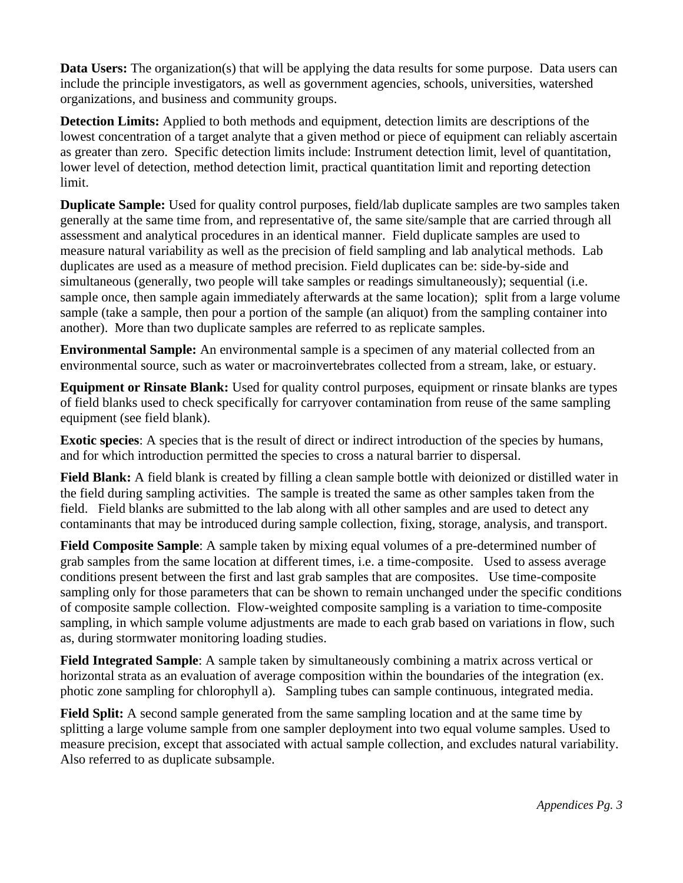**Data Users:** The organization(s) that will be applying the data results for some purpose. Data users can include the principle investigators, as well as government agencies, schools, universities, watershed organizations, and business and community groups.

**Detection Limits:** Applied to both methods and equipment, detection limits are descriptions of the lowest concentration of a target analyte that a given method or piece of equipment can reliably ascertain as greater than zero. Specific detection limits include: Instrument detection limit, level of quantitation, lower level of detection, method detection limit, practical quantitation limit and reporting detection limit.

**Duplicate Sample:** Used for quality control purposes, field/lab duplicate samples are two samples taken generally at the same time from, and representative of, the same site/sample that are carried through all assessment and analytical procedures in an identical manner. Field duplicate samples are used to measure natural variability as well as the precision of field sampling and lab analytical methods. Lab duplicates are used as a measure of method precision. Field duplicates can be: side-by-side and simultaneous (generally, two people will take samples or readings simultaneously); sequential (i.e. sample once, then sample again immediately afterwards at the same location); split from a large volume sample (take a sample, then pour a portion of the sample (an aliquot) from the sampling container into another). More than two duplicate samples are referred to as replicate samples.

**Environmental Sample:** An environmental sample is a specimen of any material collected from an environmental source, such as water or macroinvertebrates collected from a stream, lake, or estuary.

**Equipment or Rinsate Blank:** Used for quality control purposes, equipment or rinsate blanks are types of field blanks used to check specifically for carryover contamination from reuse of the same sampling equipment (see field blank).

**Exotic species**: A species that is the result of direct or indirect introduction of the species by humans, and for which introduction permitted the species to cross a natural barrier to dispersal.

**Field Blank:** A field blank is created by filling a clean sample bottle with deionized or distilled water in the field during sampling activities. The sample is treated the same as other samples taken from the field. Field blanks are submitted to the lab along with all other samples and are used to detect any contaminants that may be introduced during sample collection, fixing, storage, analysis, and transport.

**Field Composite Sample**: A sample taken by mixing equal volumes of a pre-determined number of grab samples from the same location at different times, i.e. a time-composite. Used to assess average conditions present between the first and last grab samples that are composites. Use time-composite sampling only for those parameters that can be shown to remain unchanged under the specific conditions of composite sample collection. Flow-weighted composite sampling is a variation to time-composite sampling, in which sample volume adjustments are made to each grab based on variations in flow, such as, during stormwater monitoring loading studies.

**Field Integrated Sample**: A sample taken by simultaneously combining a matrix across vertical or horizontal strata as an evaluation of average composition within the boundaries of the integration (ex. photic zone sampling for chlorophyll a). Sampling tubes can sample continuous, integrated media.

**Field Split:** A second sample generated from the same sampling location and at the same time by splitting a large volume sample from one sampler deployment into two equal volume samples. Used to measure precision, except that associated with actual sample collection, and excludes natural variability. Also referred to as duplicate subsample.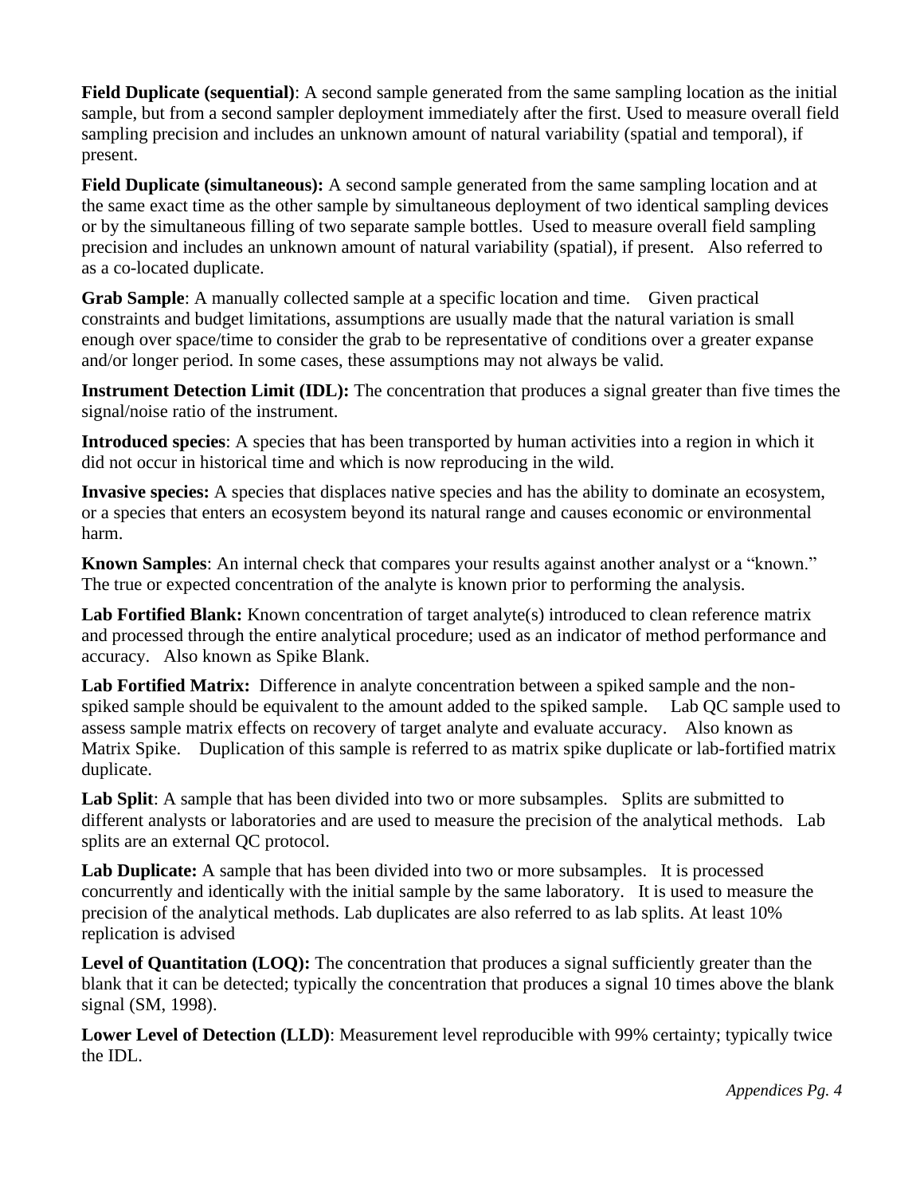**Field Duplicate (sequential)**: A second sample generated from the same sampling location as the initial sample, but from a second sampler deployment immediately after the first. Used to measure overall field sampling precision and includes an unknown amount of natural variability (spatial and temporal), if present.

**Field Duplicate (simultaneous):** A second sample generated from the same sampling location and at the same exact time as the other sample by simultaneous deployment of two identical sampling devices or by the simultaneous filling of two separate sample bottles. Used to measure overall field sampling precision and includes an unknown amount of natural variability (spatial), if present. Also referred to as a co-located duplicate.

**Grab Sample**: A manually collected sample at a specific location and time. Given practical constraints and budget limitations, assumptions are usually made that the natural variation is small enough over space/time to consider the grab to be representative of conditions over a greater expanse and/or longer period. In some cases, these assumptions may not always be valid.

**Instrument Detection Limit (IDL):** The concentration that produces a signal greater than five times the signal/noise ratio of the instrument.

**Introduced species**: A species that has been transported by human activities into a region in which it did not occur in historical time and which is now reproducing in the wild.

**Invasive species:** A species that displaces native species and has the ability to dominate an ecosystem, or a species that enters an ecosystem beyond its natural range and causes economic or environmental harm.

**Known Samples**: An internal check that compares your results against another analyst or a "known." The true or expected concentration of the analyte is known prior to performing the analysis.

**Lab Fortified Blank:** Known concentration of target analyte(s) introduced to clean reference matrix and processed through the entire analytical procedure; used as an indicator of method performance and accuracy. Also known as Spike Blank.

**Lab Fortified Matrix:** Difference in analyte concentration between a spiked sample and the non-spiked sample should be equivalent to the amount added to the spiked sample. Lab QC sample used to assess sample matrix effects on recovery of target analyte and evaluate accuracy. Also known as Matrix Spike. Duplication of this sample is referred to as matrix spike duplicate or lab-fortified matrix duplicate.

**Lab Split**: A sample that has been divided into two or more subsamples. Splits are submitted to different analysts or laboratories and are used to measure the precision of the analytical methods. Lab splits are an external QC protocol.

**Lab Duplicate:** A sample that has been divided into two or more subsamples. It is processed concurrently and identically with the initial sample by the same laboratory. It is used to measure the precision of the analytical methods. Lab duplicates are also referred to as lab splits. At least 10% replication is advised

**Level of Quantitation (LOQ):** The concentration that produces a signal sufficiently greater than the blank that it can be detected; typically the concentration that produces a signal 10 times above the blank signal (SM, 1998).

**Lower Level of Detection (LLD)**: Measurement level reproducible with 99% certainty; typically twice the IDL.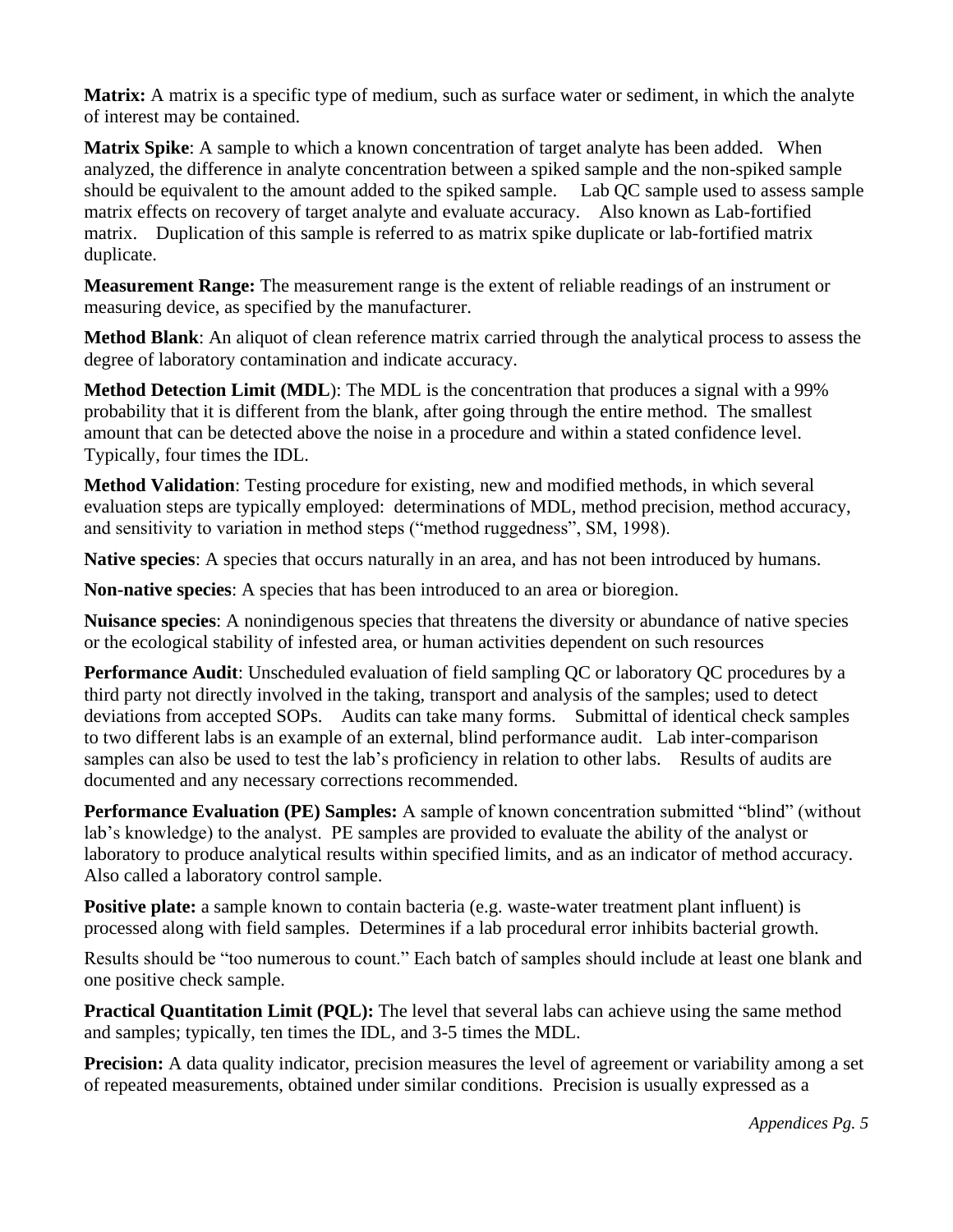**Matrix:** A matrix is a specific type of medium, such as surface water or sediment, in which the analyte of interest may be contained.

**Matrix Spike**: A sample to which a known concentration of target analyte has been added. When analyzed, the difference in analyte concentration between a spiked sample and the non-spiked sample should be equivalent to the amount added to the spiked sample. Lab QC sample used to assess sample matrix effects on recovery of target analyte and evaluate accuracy. Also known as Lab-fortified matrix. Duplication of this sample is referred to as matrix spike duplicate or lab-fortified matrix duplicate.

**Measurement Range:** The measurement range is the extent of reliable readings of an instrument or measuring device, as specified by the manufacturer.

**Method Blank**: An aliquot of clean reference matrix carried through the analytical process to assess the degree of laboratory contamination and indicate accuracy.

**Method Detection Limit (MDL)**: The MDL is the concentration that produces a signal with a 99% probability that it is different from the blank, after going through the entire method. The smallest amount that can be detected above the noise in a procedure and within a stated confidence level. Typically, four times the IDL.

**Method Validation**: Testing procedure for existing, new and modified methods, in which several evaluation steps are typically employed: determinations of MDL, method precision, method accuracy, and sensitivity to variation in method steps ("method ruggedness", SM, 1998).

**Native species**: A species that occurs naturally in an area, and has not been introduced by humans.

**Non-native species**: A species that has been introduced to an area or bioregion.

**Nuisance species**: A nonindigenous species that threatens the diversity or abundance of native species or the ecological stability of infested area, or human activities dependent on such resources

**Performance Audit**: Unscheduled evaluation of field sampling QC or laboratory QC procedures by a third party not directly involved in the taking, transport and analysis of the samples; used to detect deviations from accepted SOPs. Audits can take many forms. Submittal of identical check samples to two different labs is an example of an external, blind performance audit. Lab inter-comparison samples can also be used to test the lab's proficiency in relation to other labs. Results of audits are documented and any necessary corrections recommended.

**Performance Evaluation (PE) Samples:** A sample of known concentration submitted "blind" (without lab's knowledge) to the analyst. PE samples are provided to evaluate the ability of the analyst or laboratory to produce analytical results within specified limits, and as an indicator of method accuracy. Also called a laboratory control sample.

**Positive plate:** a sample known to contain bacteria (e.g. waste-water treatment plant influent) is processed along with field samples. Determines if a lab procedural error inhibits bacterial growth.

Results should be "too numerous to count." Each batch of samples should include at least one blank and one positive check sample.

**Practical Quantitation Limit (PQL):** The level that several labs can achieve using the same method and samples; typically, ten times the IDL, and 3-5 times the MDL.

**Precision:** A data quality indicator, precision measures the level of agreement or variability among a set of repeated measurements, obtained under similar conditions. Precision is usually expressed as a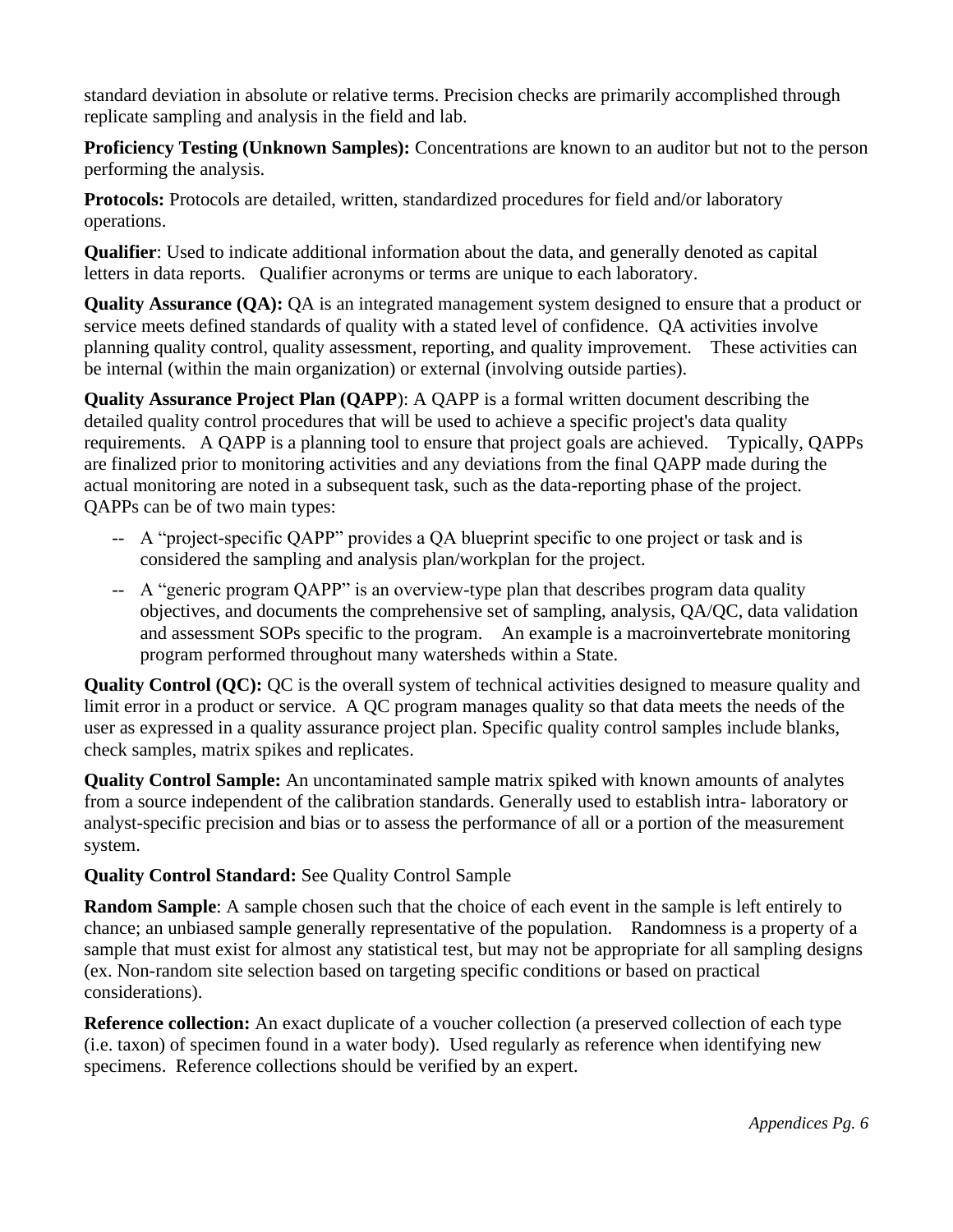standard deviation in absolute or relative terms. Precision checks are primarily accomplished through replicate sampling and analysis in the field and lab.

**Proficiency Testing (Unknown Samples):** Concentrations are known to an auditor but not to the person performing the analysis.

**Protocols:** Protocols are detailed, written, standardized procedures for field and/or laboratory operations.

**Qualifier**: Used to indicate additional information about the data, and generally denoted as capital letters in data reports. Qualifier acronyms or terms are unique to each laboratory.

**Quality Assurance (QA):** QA is an integrated management system designed to ensure that a product or service meets defined standards of quality with a stated level of confidence. QA activities involve planning quality control, quality assessment, reporting, and quality improvement. These activities can be internal (within the main organization) or external (involving outside parties).

**Quality Assurance Project Plan (QAPP**): A QAPP is a formal written document describing the detailed quality control procedures that will be used to achieve a specific project's data quality requirements. A QAPP is a planning tool to ensure that project goals are achieved. Typically, QAPPs are finalized prior to monitoring activities and any deviations from the final QAPP made during the actual monitoring are noted in a subsequent task, such as the data-reporting phase of the project. QAPPs can be of two main types:

- -- A "project-specific QAPP" provides a QA blueprint specific to one project or task and is considered the sampling and analysis plan/workplan for the project.
- -- A "generic program QAPP" is an overview-type plan that describes program data quality objectives, and documents the comprehensive set of sampling, analysis, QA/QC, data validation and assessment SOPs specific to the program. An example is a macroinvertebrate monitoring program performed throughout many watersheds within a State.

**Quality Control (QC):** QC is the overall system of technical activities designed to measure quality and limit error in a product or service. A QC program manages quality so that data meets the needs of the user as expressed in a quality assurance project plan. Specific quality control samples include blanks, check samples, matrix spikes and replicates.

**Quality Control Sample:** An uncontaminated sample matrix spiked with known amounts of analytes from a source independent of the calibration standards. Generally used to establish intra- laboratory or analyst-specific precision and bias or to assess the performance of all or a portion of the measurement system.

**Quality Control Standard:** See Quality Control Sample

**Random Sample**: A sample chosen such that the choice of each event in the sample is left entirely to chance; an unbiased sample generally representative of the population. Randomness is a property of a sample that must exist for almost any statistical test, but may not be appropriate for all sampling designs (ex. Non-random site selection based on targeting specific conditions or based on practical considerations).

**Reference collection:** An exact duplicate of a voucher collection (a preserved collection of each type (i.e. taxon) of specimen found in a water body). Used regularly as reference when identifying new specimens. Reference collections should be verified by an expert.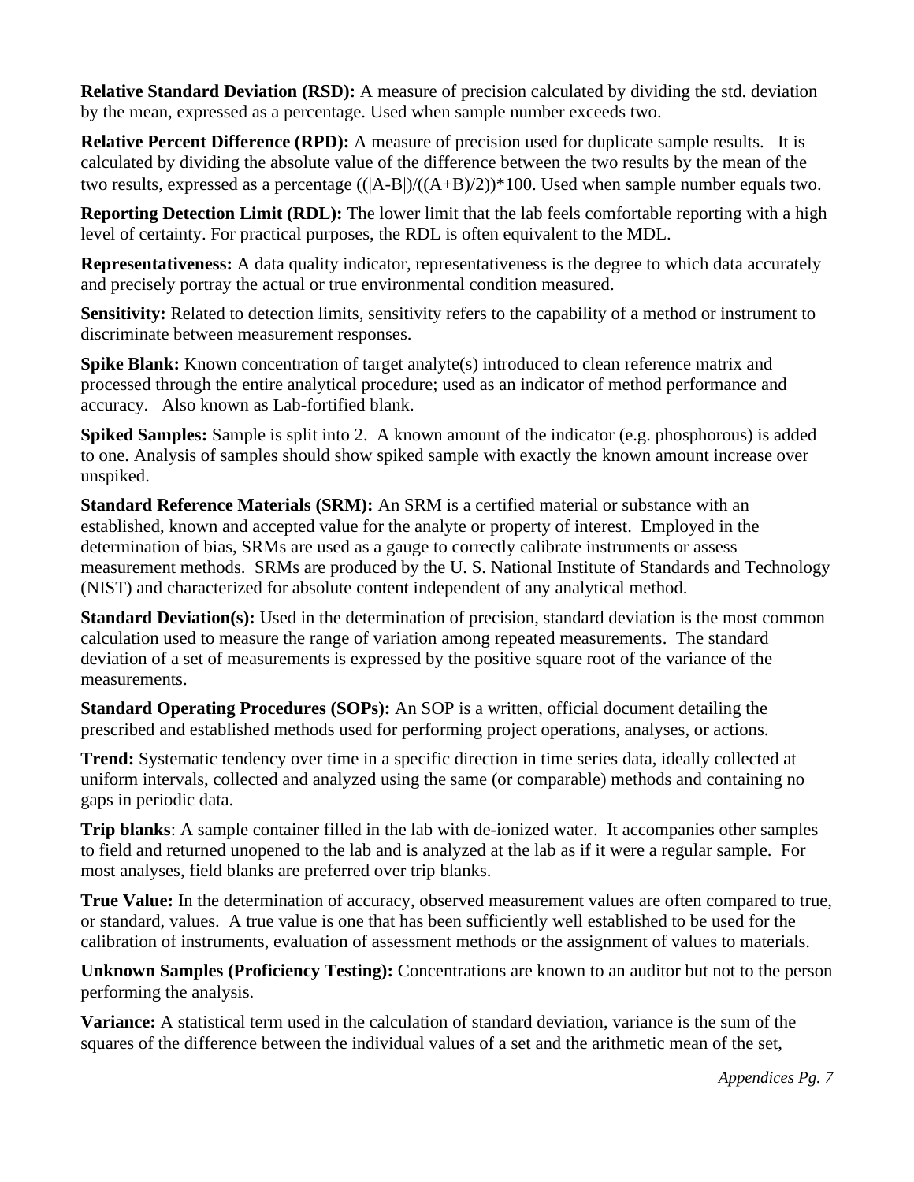**Relative Standard Deviation (RSD):** A measure of precision calculated by dividing the std. deviation by the mean, expressed as a percentage. Used when sample number exceeds two.

**Relative Percent Difference (RPD):** A measure of precision used for duplicate sample results. It is calculated by dividing the absolute value of the difference between the two results by the mean of the two results, expressed as a percentage $((|A-B|)/((A+B)/2))*100$. Used when sample number equals two.

**Reporting Detection Limit (RDL):** The lower limit that the lab feels comfortable reporting with a high level of certainty. For practical purposes, the RDL is often equivalent to the MDL.

**Representativeness:** A data quality indicator, representativeness is the degree to which data accurately and precisely portray the actual or true environmental condition measured.

**Sensitivity:** Related to detection limits, sensitivity refers to the capability of a method or instrument to discriminate between measurement responses.

**Spike Blank:** Known concentration of target analyte(s) introduced to clean reference matrix and processed through the entire analytical procedure; used as an indicator of method performance and accuracy. Also known as Lab-fortified blank.

**Spiked Samples:** Sample is split into 2. A known amount of the indicator (e.g. phosphorous) is added to one. Analysis of samples should show spiked sample with exactly the known amount increase over unspiked.

**Standard Reference Materials (SRM):** An SRM is a certified material or substance with an established, known and accepted value for the analyte or property of interest. Employed in the determination of bias, SRMs are used as a gauge to correctly calibrate instruments or assess measurement methods. SRMs are produced by the U. S. National Institute of Standards and Technology (NIST) and characterized for absolute content independent of any analytical method.

**Standard Deviation(s):** Used in the determination of precision, standard deviation is the most common calculation used to measure the range of variation among repeated measurements. The standard deviation of a set of measurements is expressed by the positive square root of the variance of the measurements.

**Standard Operating Procedures (SOPs):** An SOP is a written, official document detailing the prescribed and established methods used for performing project operations, analyses, or actions.

**Trend:** Systematic tendency over time in a specific direction in time series data, ideally collected at uniform intervals, collected and analyzed using the same (or comparable) methods and containing no gaps in periodic data.

**Trip blanks**: A sample container filled in the lab with de-ionized water. It accompanies other samples to field and returned unopened to the lab and is analyzed at the lab as if it were a regular sample. For most analyses, field blanks are preferred over trip blanks.

**True Value:** In the determination of accuracy, observed measurement values are often compared to true, or standard, values. A true value is one that has been sufficiently well established to be used for the calibration of instruments, evaluation of assessment methods or the assignment of values to materials.

**Unknown Samples (Proficiency Testing):** Concentrations are known to an auditor but not to the person performing the analysis.

**Variance:** A statistical term used in the calculation of standard deviation, variance is the sum of the squares of the difference between the individual values of a set and the arithmetic mean of the set,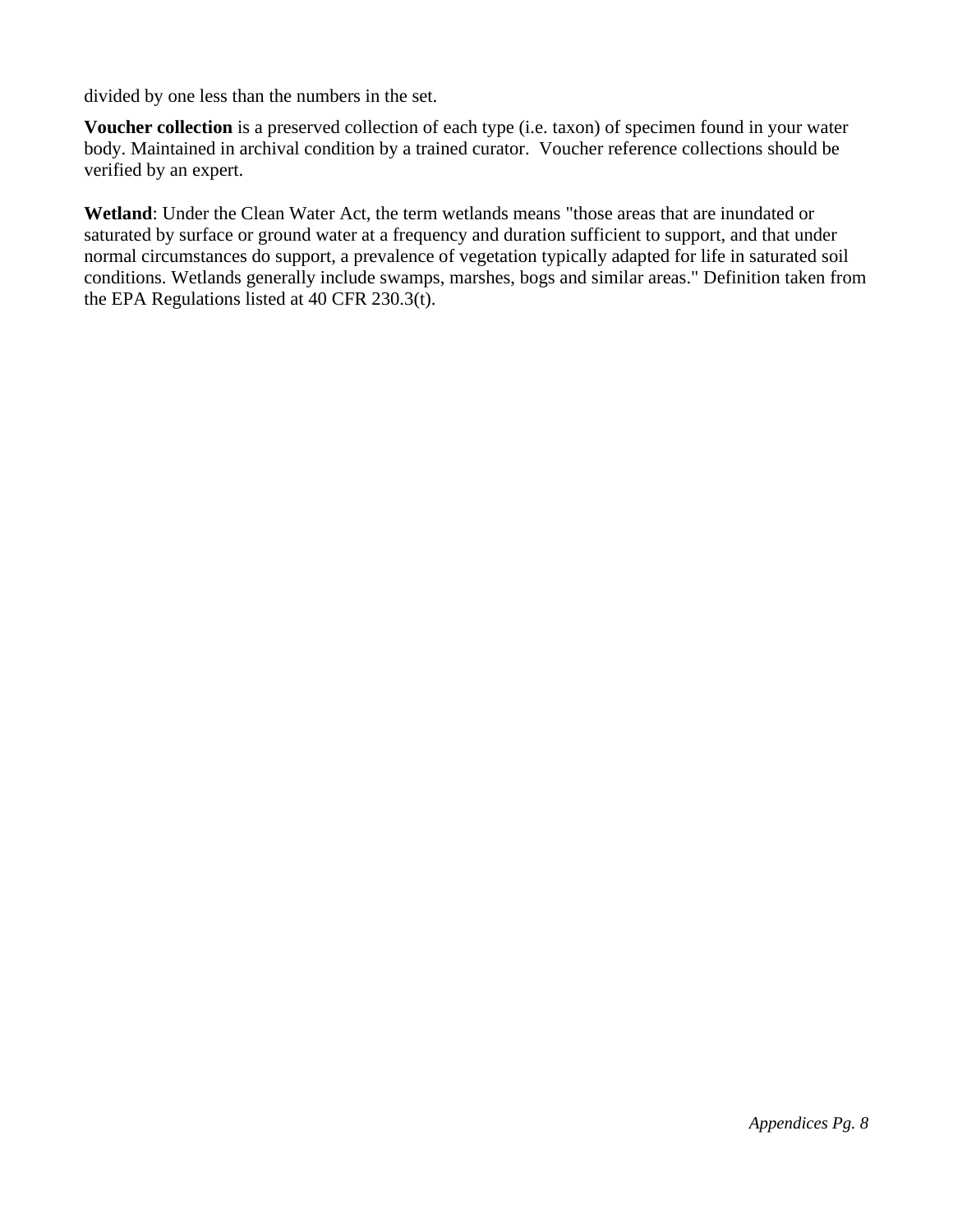divided by one less than the numbers in the set.

**Voucher collection** is a preserved collection of each type (i.e. taxon) of specimen found in your water body. Maintained in archival condition by a trained curator.  Voucher reference collections should be verified by an expert.

**Wetland**: Under the Clean Water Act, the term wetlands means "those areas that are inundated or saturated by surface or ground water at a frequency and duration sufficient to support, and that under normal circumstances do support, a prevalence of vegetation typically adapted for life in saturated soil conditions. Wetlands generally include swamps, marshes, bogs and similar areas." Definition taken from the EPA Regulations listed at 40 CFR 230.3(t).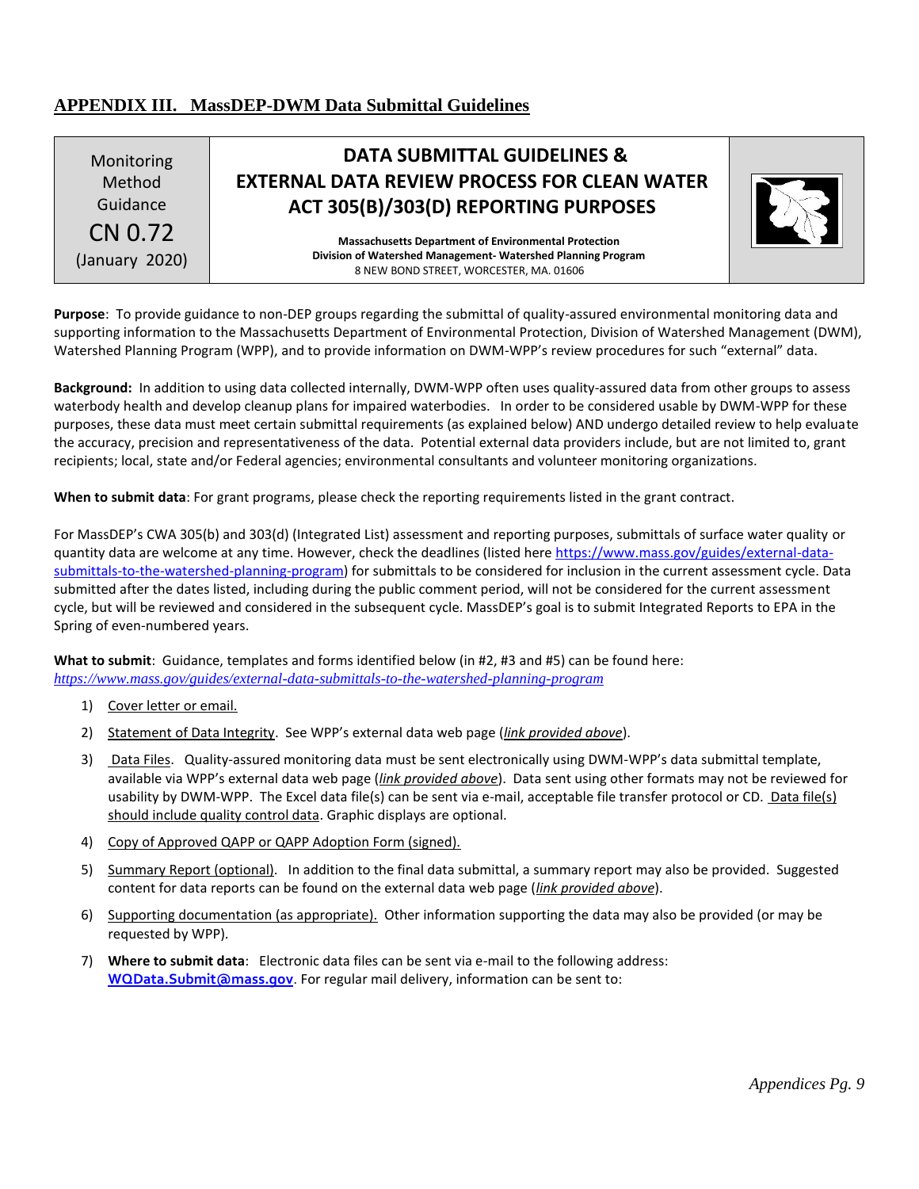## APPENDIX III. MassDEP-DWM Data Submittal Guidelines

| Monitoring Method Guidance CN 0.72 (January 2020) | **DATA SUBMITTAL GUIDELINES & EXTERNAL DATA REVIEW PROCESS FOR CLEAN WATER ACT 305(B)/303(D) REPORTING PURPOSES**<br>**Massachusetts Department of Environmental Protection**<br>**Division of Watershed Management- Watershed Planning Program**<br>8 NEW BOND STREET, WORCESTER, MA. 01606 | |
|---|---|---|

**Purpose**: To provide guidance to non-DEP groups regarding the submittal of quality-assured environmental monitoring data and supporting information to the Massachusetts Department of Environmental Protection, Division of Watershed Management (DWM), Watershed Planning Program (WPP), and to provide information on DWM-WPP's review procedures for such "external" data.

**Background:** In addition to using data collected internally, DWM-WPP often uses quality-assured data from other groups to assess waterbody health and develop cleanup plans for impaired waterbodies. In order to be considered usable by DWM-WPP for these purposes, these data must meet certain submittal requirements (as explained below) AND undergo detailed review to help evaluate the accuracy, precision and representativeness of the data. Potential external data providers include, but are not limited to, grant recipients; local, state and/or Federal agencies; environmental consultants and volunteer monitoring organizations.

**When to submit data**: For grant programs, please check the reporting requirements listed in the grant contract.

For MassDEP's CWA 305(b) and 303(d) (Integrated List) assessment and reporting purposes, submittals of surface water quality or quantity data are welcome at any time. However, check the deadlines (listed here https://www.mass.gov/guides/external-data-submittals-to-the-watershed-planning-program) for submittals to be considered for inclusion in the current assessment cycle. Data submitted after the dates listed, including during the public comment period, will not be considered for the current assessment cycle, but will be reviewed and considered in the subsequent cycle. MassDEP's goal is to submit Integrated Reports to EPA in the Spring of even-numbered years.

**What to submit**: Guidance, templates and forms identified below (in #2, #3 and #5) can be found here: *https://www.mass.gov/guides/external-data-submittals-to-the-watershed-planning-program*

1) Cover letter or email.
2) Statement of Data Integrity. See WPP's external data web page (*link provided above*).
3) Data Files. Quality-assured monitoring data must be sent electronically using DWM-WPP's data submittal template, available via WPP's external data web page (*link provided above*). Data sent using other formats may not be reviewed for usability by DWM-WPP. The Excel data file(s) can be sent via e-mail, acceptable file transfer protocol or CD. Data file(s) should include quality control data. Graphic displays are optional.
4) Copy of Approved QAPP or QAPP Adoption Form (signed).
5) Summary Report (optional). In addition to the final data submittal, a summary report may also be provided. Suggested content for data reports can be found on the external data web page (*link provided above*).
6) Supporting documentation (as appropriate). Other information supporting the data may also be provided (or may be requested by WPP).
7) **Where to submit data**: Electronic data files can be sent via e-mail to the following address: **WQData.Submit@mass.gov**. For regular mail delivery, information can be sent to: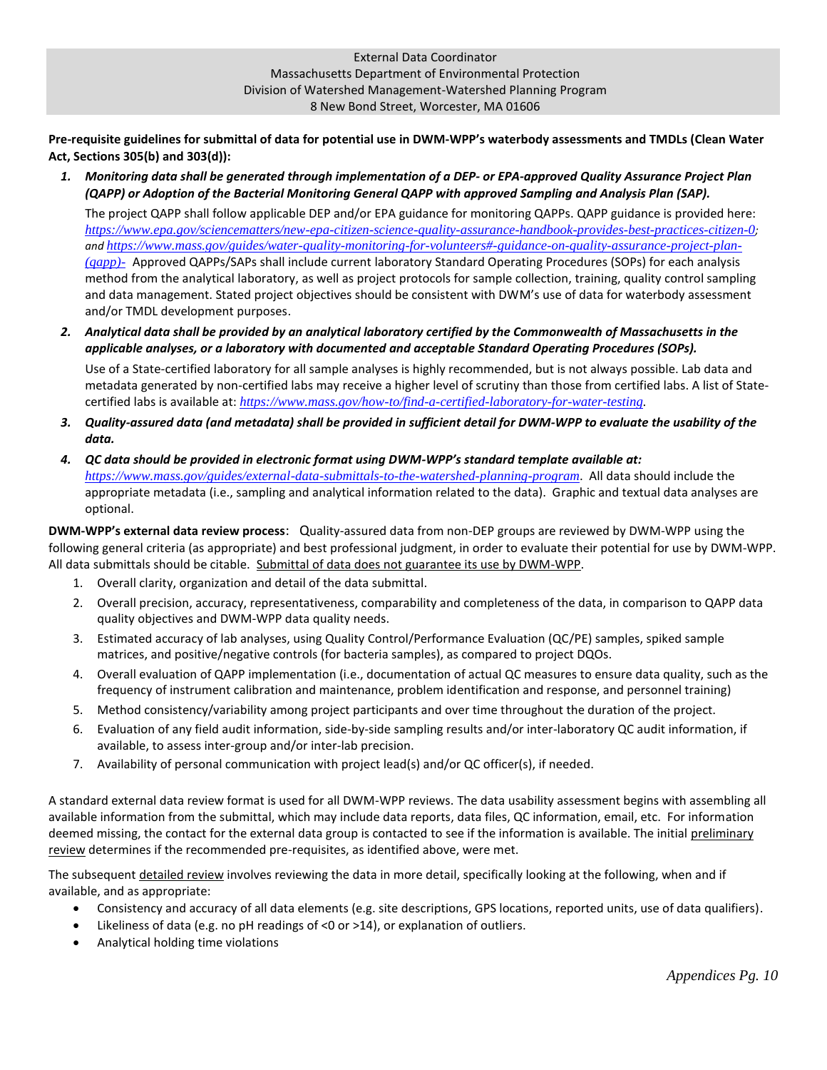External Data Coordinator
Massachusetts Department of Environmental Protection
Division of Watershed Management-Watershed Planning Program
8 New Bond Street, Worcester, MA 01606

**Pre-requisite guidelines for submittal of data for potential use in DWM-WPP's waterbody assessments and TMDLs (Clean Water Act, Sections 305(b) and 303(d)):**

1. ***Monitoring data shall be generated through implementation of a DEP- or EPA-approved Quality Assurance Project Plan (QAPP) or Adoption of the Bacterial Monitoring General QAPP with approved Sampling and Analysis Plan (SAP).***

   The project QAPP shall follow applicable DEP and/or EPA guidance for monitoring QAPPs. QAPP guidance is provided here: *https://www.epa.gov/sciencematters/new-epa-citizen-science-quality-assurance-handbook-provides-best-practices-citizen-0*; *and https://www.mass.gov/guides/water-quality-monitoring-for-volunteers#-guidance-on-quality-assurance-project-plan-(qapp)-* Approved QAPPs/SAPs shall include current laboratory Standard Operating Procedures (SOPs) for each analysis method from the analytical laboratory, as well as project protocols for sample collection, training, quality control sampling and data management. Stated project objectives should be consistent with DWM's use of data for waterbody assessment and/or TMDL development purposes.

2. ***Analytical data shall be provided by an analytical laboratory certified by the Commonwealth of Massachusetts in the applicable analyses, or a laboratory with documented and acceptable Standard Operating Procedures (SOPs).***

   Use of a State-certified laboratory for all sample analyses is highly recommended, but is not always possible. Lab data and metadata generated by non-certified labs may receive a higher level of scrutiny than those from certified labs. A list of State-certified labs is available at: *https://www.mass.gov/how-to/find-a-certified-laboratory-for-water-testing*.

3. ***Quality-assured data (and metadata) shall be provided in sufficient detail for DWM-WPP to evaluate the usability of the data.***

4. ***QC data should be provided in electronic format using DWM-WPP's standard template available at:*** *https://www.mass.gov/guides/external-data-submittals-to-the-watershed-planning-program*. All data should include the appropriate metadata (i.e., sampling and analytical information related to the data). Graphic and textual data analyses are optional.

**DWM-WPP's external data review process**: Quality-assured data from non-DEP groups are reviewed by DWM-WPP using the following general criteria (as appropriate) and best professional judgment, in order to evaluate their potential for use by DWM-WPP. All data submittals should be citable. <u>Submittal of data does not guarantee its use by DWM-WPP</u>.

1. Overall clarity, organization and detail of the data submittal.
2. Overall precision, accuracy, representativeness, comparability and completeness of the data, in comparison to QAPP data quality objectives and DWM-WPP data quality needs.
3. Estimated accuracy of lab analyses, using Quality Control/Performance Evaluation (QC/PE) samples, spiked sample matrices, and positive/negative controls (for bacteria samples), as compared to project DQOs.
4. Overall evaluation of QAPP implementation (i.e., documentation of actual QC measures to ensure data quality, such as the frequency of instrument calibration and maintenance, problem identification and response, and personnel training)
5. Method consistency/variability among project participants and over time throughout the duration of the project.
6. Evaluation of any field audit information, side-by-side sampling results and/or inter-laboratory QC audit information, if available, to assess inter-group and/or inter-lab precision.
7. Availability of personal communication with project lead(s) and/or QC officer(s), if needed.

A standard external data review format is used for all DWM-WPP reviews. The data usability assessment begins with assembling all available information from the submittal, which may include data reports, data files, QC information, email, etc. For information deemed missing, the contact for the external data group is contacted to see if the information is available. The initial <u>preliminary review</u> determines if the recommended pre-requisites, as identified above, were met.

The subsequent <u>detailed review</u> involves reviewing the data in more detail, specifically looking at the following, when and if available, and as appropriate:

- Consistency and accuracy of all data elements (e.g. site descriptions, GPS locations, reported units, use of data qualifiers).
- Likeliness of data (e.g. no pH readings of <0 or >14), or explanation of outliers.
- Analytical holding time violations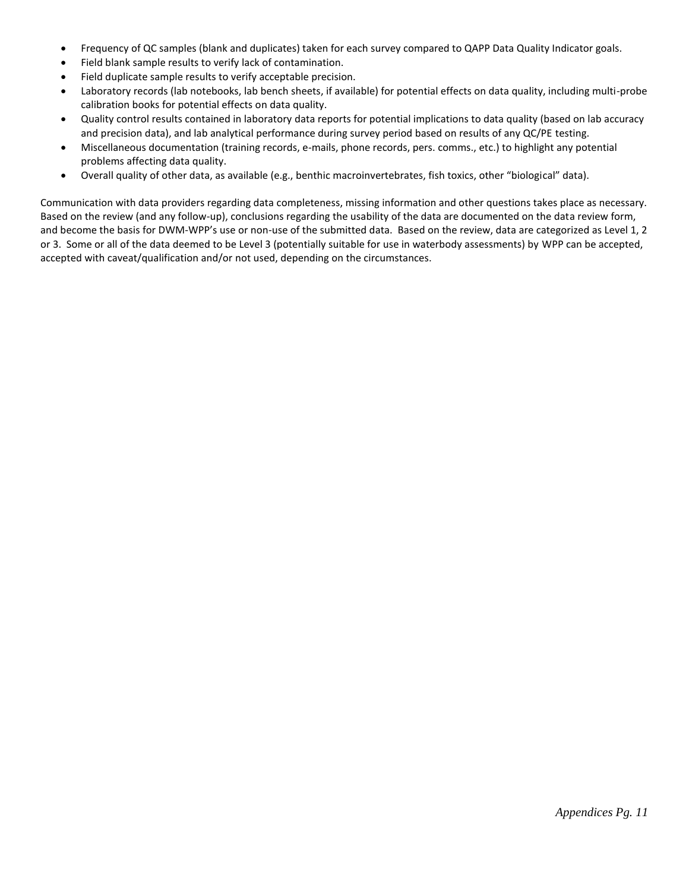- Frequency of QC samples (blank and duplicates) taken for each survey compared to QAPP Data Quality Indicator goals.
- Field blank sample results to verify lack of contamination.
- Field duplicate sample results to verify acceptable precision.
- Laboratory records (lab notebooks, lab bench sheets, if available) for potential effects on data quality, including multi-probe calibration books for potential effects on data quality.
- Quality control results contained in laboratory data reports for potential implications to data quality (based on lab accuracy and precision data), and lab analytical performance during survey period based on results of any QC/PE testing.
- Miscellaneous documentation (training records, e-mails, phone records, pers. comms., etc.) to highlight any potential problems affecting data quality.
- Overall quality of other data, as available (e.g., benthic macroinvertebrates, fish toxics, other "biological" data).

Communication with data providers regarding data completeness, missing information and other questions takes place as necessary. Based on the review (and any follow-up), conclusions regarding the usability of the data are documented on the data review form, and become the basis for DWM-WPP's use or non-use of the submitted data. Based on the review, data are categorized as Level 1, 2 or 3. Some or all of the data deemed to be Level 3 (potentially suitable for use in waterbody assessments) by WPP can be accepted, accepted with caveat/qualification and/or not used, depending on the circumstances.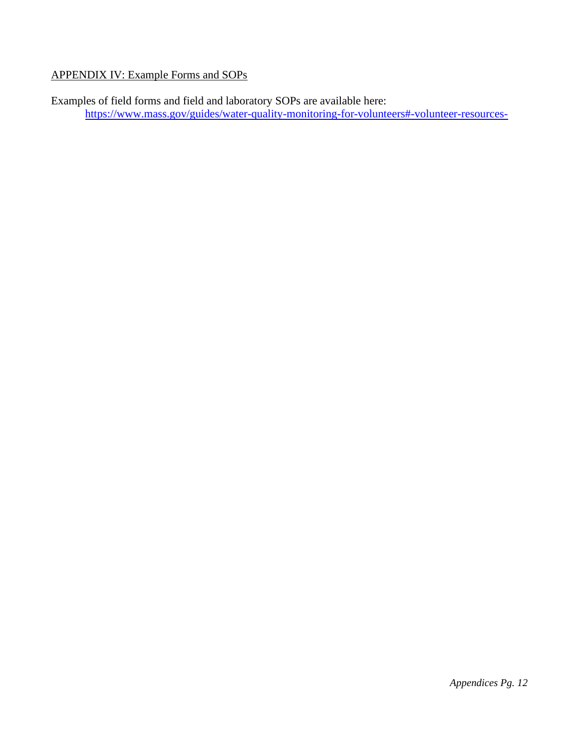## APPENDIX IV: Example Forms and SOPs

Examples of field forms and field and laboratory SOPs are available here:

https://www.mass.gov/guides/water-quality-monitoring-for-volunteers#-volunteer-resources-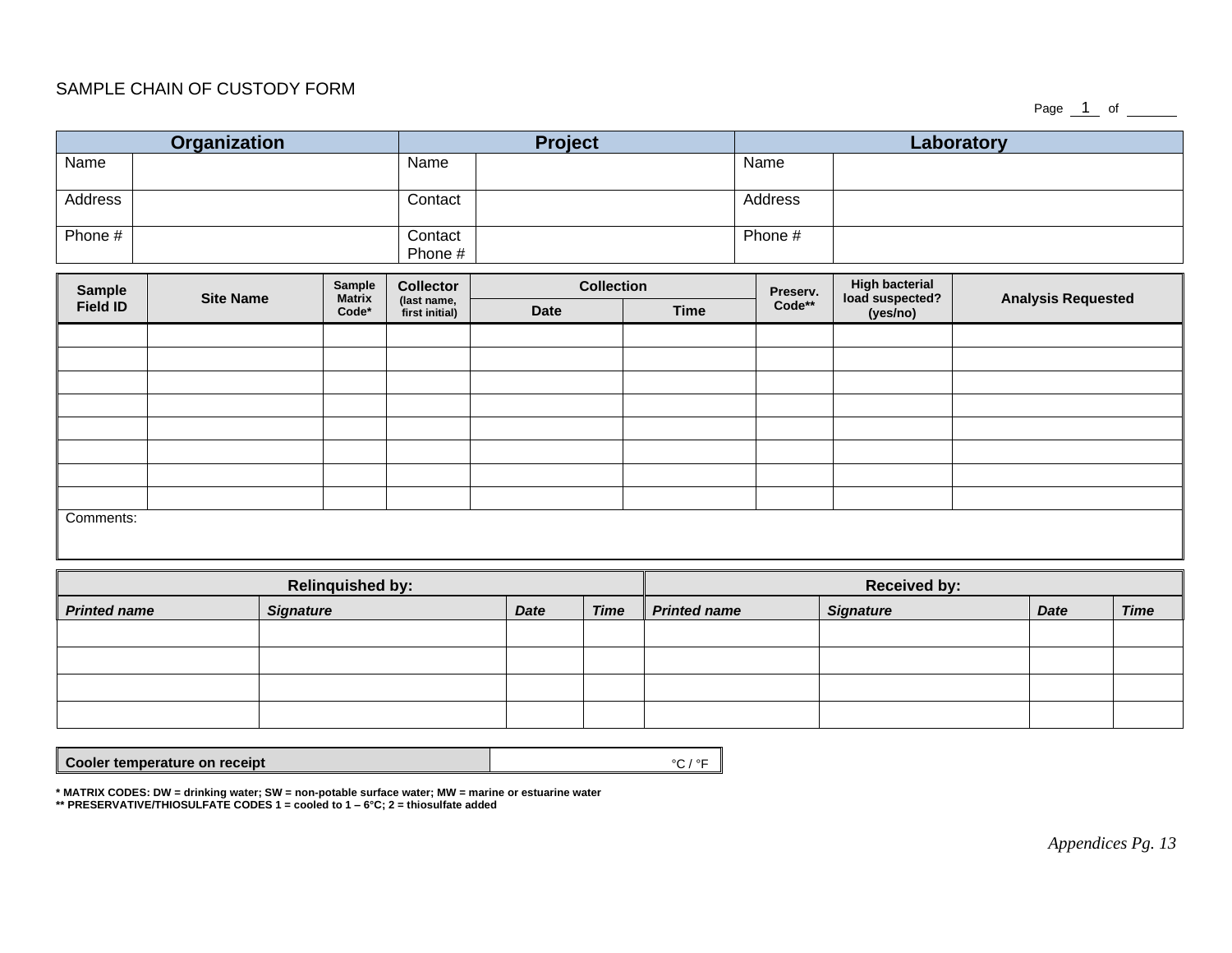SAMPLE CHAIN OF CUSTODY FORM

Page 1 of ______

| Organization | | Project | | Laboratory | |
|---|---|---|---|---|---|
| Name | | Name | | Name | |
| Address | | Contact | | Address | |
| Phone # | | Contact Phone # | | Phone # | |

| Sample Field ID | Site Name | Sample Matrix Code* | Collector (last name, first initial) | Collection | | Preserv. Code** | High bacterial load suspected? (yes/no) | Analysis Requested |
|---|---|---|---|---|---|---|---|---|
| | | | | Date | Time | | | |
| | | | | | | | | |
| | | | | | | | | |
| | | | | | | | | |
| | | | | | | | | |
| | | | | | | | | |
| | | | | | | | | |
| | | | | | | | | |
| | | | | | | | | |
| Comments: | | | | | | | | |

| Relinquished by: | | | | Received by: | | | |
|---|---|---|---|---|---|---|---|
| ***Printed name*** | ***Signature*** | ***Date*** | ***Time*** | ***Printed name*** | ***Signature*** | ***Date*** | ***Time*** |
| | | | | | | | |
| | | | | | | | |
| | | | | | | | |
| | | | | | | | |

| Cooler temperature on receipt | °C / °F |
|---|---|

**\* MATRIX CODES: DW = drinking water; SW = non-potable surface water; MW = marine or estuarine water**
**\*\* PRESERVATIVE/THIOSULFATE CODES 1 = cooled to 1 – 6°C; 2 = thiosulfate added**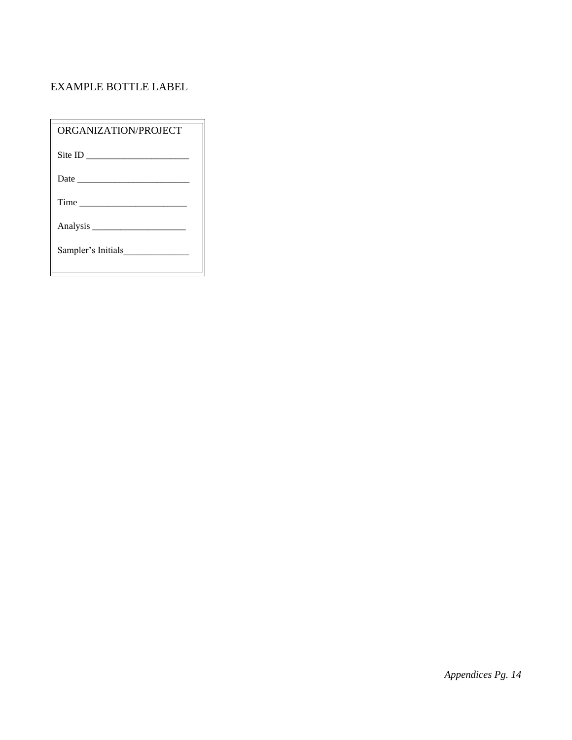EXAMPLE BOTTLE LABEL

ORGANIZATION/PROJECT

Site ID ______________________

Date _________________________

Time ________________________

Analysis _____________________

Sampler's Initials______________